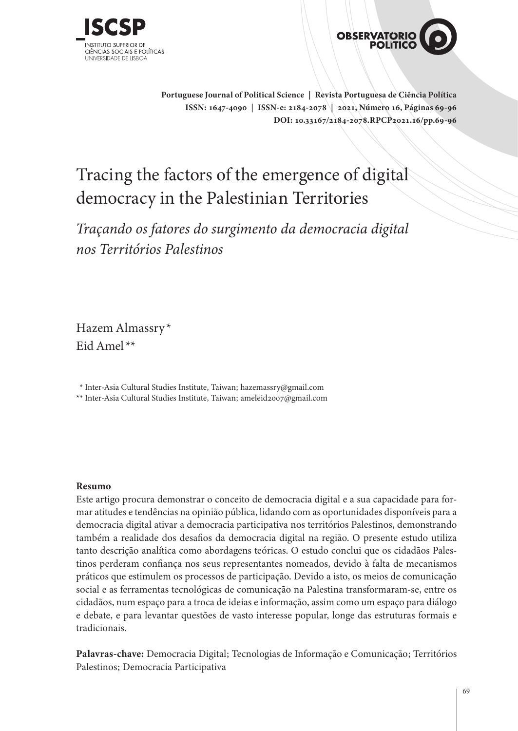Portuguese Journal of Political Science | Revista Portuguesa de Ciência Política
ISSN: 1647-4090 | ISSN-e: 2184-2078 | 2021, Número 16, Páginas 69-96
DOI: 10.33167/2184-2078.RPCP2021.16/pp.69-96

# Tracing the factors of the emergence of digital democracy in the Palestinian Territories

## *Traçando os fatores do surgimento da democracia digital nos Territórios Palestinos*

Hazem Almassry*
Eid Amel**

\* Inter-Asia Cultural Studies Institute, Taiwan; hazemassry@gmail.com
\*\* Inter-Asia Cultural Studies Institute, Taiwan; ameleid2007@gmail.com

**Resumo**

Este artigo procura demonstrar o conceito de democracia digital e a sua capacidade para formar atitudes e tendências na opinião pública, lidando com as oportunidades disponíveis para a democracia digital ativar a democracia participativa nos territórios Palestinos, demonstrando também a realidade dos desafios da democracia digital na região. O presente estudo utiliza tanto descrição analítica como abordagens teóricas. O estudo conclui que os cidadãos Palestinos perderam confiança nos seus representantes nomeados, devido à falta de mecanismos práticos que estimulem os processos de participação. Devido a isto, os meios de comunicação social e as ferramentas tecnológicas de comunicação na Palestina transformaram-se, entre os cidadãos, num espaço para a troca de ideias e informação, assim como um espaço para diálogo e debate, e para levantar questões de vasto interesse popular, longe das estruturas formais e tradicionais.

**Palavras-chave:** Democracia Digital; Tecnologias de Informação e Comunicação; Territórios Palestinos; Democracia Participativa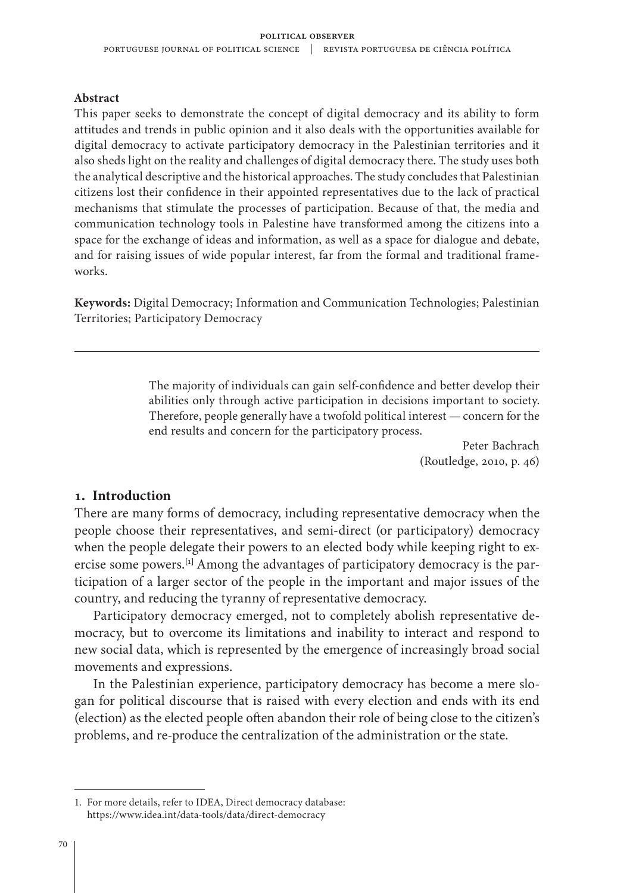**Abstract**

This paper seeks to demonstrate the concept of digital democracy and its ability to form attitudes and trends in public opinion and it also deals with the opportunities available for digital democracy to activate participatory democracy in the Palestinian territories and it also sheds light on the reality and challenges of digital democracy there. The study uses both the analytical descriptive and the historical approaches. The study concludes that Palestinian citizens lost their confidence in their appointed representatives due to the lack of practical mechanisms that stimulate the processes of participation. Because of that, the media and communication technology tools in Palestine have transformed among the citizens into a space for the exchange of ideas and information, as well as a space for dialogue and debate, and for raising issues of wide popular interest, far from the formal and traditional frameworks.

**Keywords:** Digital Democracy; Information and Communication Technologies; Palestinian Territories; Participatory Democracy

---

> The majority of individuals can gain self-confidence and better develop their abilities only through active participation in decisions important to society. Therefore, people generally have a twofold political interest — concern for the end results and concern for the participatory process.
>
> Peter Bachrach
> (Routledge, 2010, p. 46)

## 1. Introduction

There are many forms of democracy, including representative democracy when the people choose their representatives, and semi-direct (or participatory) democracy when the people delegate their powers to an elected body while keeping right to exercise some powers.[1] Among the advantages of participatory democracy is the participation of a larger sector of the people in the important and major issues of the country, and reducing the tyranny of representative democracy.

Participatory democracy emerged, not to completely abolish representative democracy, but to overcome its limitations and inability to interact and respond to new social data, which is represented by the emergence of increasingly broad social movements and expressions.

In the Palestinian experience, participatory democracy has become a mere slogan for political discourse that is raised with every election and ends with its end (election) as the elected people often abandon their role of being close to the citizen's problems, and re-produce the centralization of the administration or the state.

---

1. For more details, refer to IDEA, Direct democracy database: https://www.idea.int/data-tools/data/direct-democracy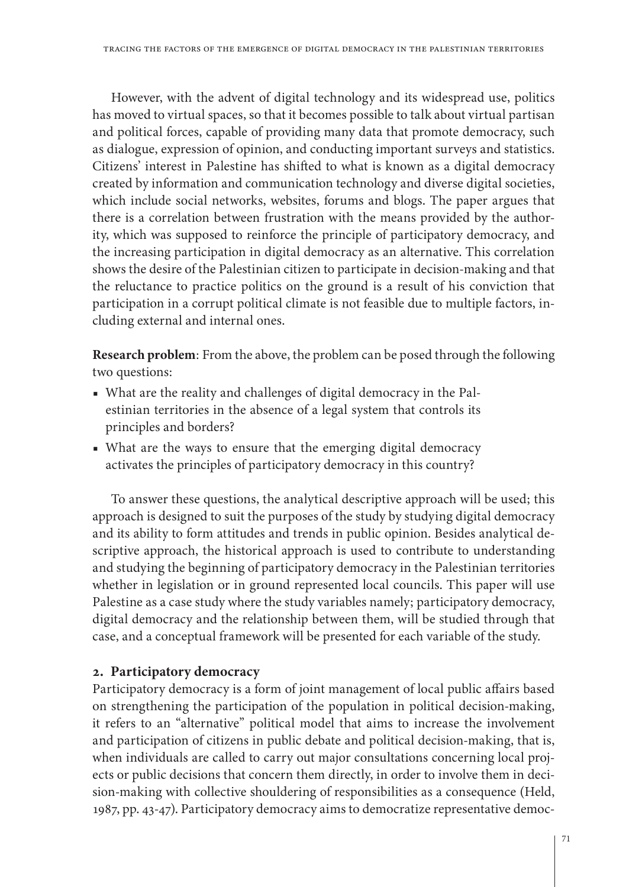However, with the advent of digital technology and its widespread use, politics has moved to virtual spaces, so that it becomes possible to talk about virtual partisan and political forces, capable of providing many data that promote democracy, such as dialogue, expression of opinion, and conducting important surveys and statistics. Citizens' interest in Palestine has shifted to what is known as a digital democracy created by information and communication technology and diverse digital societies, which include social networks, websites, forums and blogs. The paper argues that there is a correlation between frustration with the means provided by the authority, which was supposed to reinforce the principle of participatory democracy, and the increasing participation in digital democracy as an alternative. This correlation shows the desire of the Palestinian citizen to participate in decision-making and that the reluctance to practice politics on the ground is a result of his conviction that participation in a corrupt political climate is not feasible due to multiple factors, including external and internal ones.

**Research problem**: From the above, the problem can be posed through the following two questions:

- What are the reality and challenges of digital democracy in the Palestinian territories in the absence of a legal system that controls its principles and borders?
- What are the ways to ensure that the emerging digital democracy activates the principles of participatory democracy in this country?

To answer these questions, the analytical descriptive approach will be used; this approach is designed to suit the purposes of the study by studying digital democracy and its ability to form attitudes and trends in public opinion. Besides analytical descriptive approach, the historical approach is used to contribute to understanding and studying the beginning of participatory democracy in the Palestinian territories whether in legislation or in ground represented local councils. This paper will use Palestine as a case study where the study variables namely; participatory democracy, digital democracy and the relationship between them, will be studied through that case, and a conceptual framework will be presented for each variable of the study.

## 2. Participatory democracy

Participatory democracy is a form of joint management of local public affairs based on strengthening the participation of the population in political decision-making, it refers to an "alternative" political model that aims to increase the involvement and participation of citizens in public debate and political decision-making, that is, when individuals are called to carry out major consultations concerning local projects or public decisions that concern them directly, in order to involve them in decision-making with collective shouldering of responsibilities as a consequence (Held, 1987, pp. 43-47). Participatory democracy aims to democratize representative democ-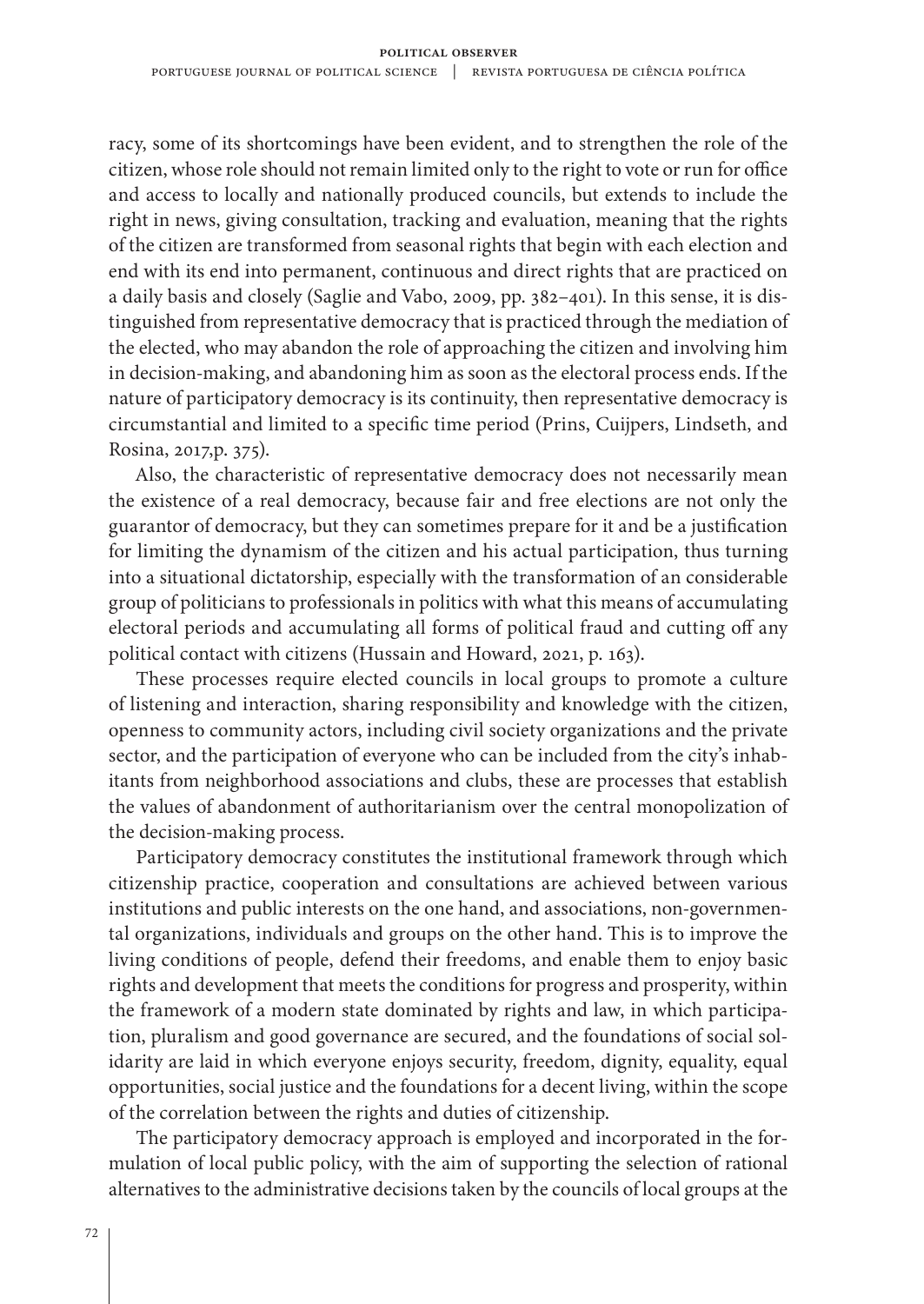racy, some of its shortcomings have been evident, and to strengthen the role of the citizen, whose role should not remain limited only to the right to vote or run for office and access to locally and nationally produced councils, but extends to include the right in news, giving consultation, tracking and evaluation, meaning that the rights of the citizen are transformed from seasonal rights that begin with each election and end with its end into permanent, continuous and direct rights that are practiced on a daily basis and closely (Saglie and Vabo, 2009, pp. 382–401). In this sense, it is distinguished from representative democracy that is practiced through the mediation of the elected, who may abandon the role of approaching the citizen and involving him in decision-making, and abandoning him as soon as the electoral process ends. If the nature of participatory democracy is its continuity, then representative democracy is circumstantial and limited to a specific time period (Prins, Cuijpers, Lindseth, and Rosina, 2017,p. 375).

Also, the characteristic of representative democracy does not necessarily mean the existence of a real democracy, because fair and free elections are not only the guarantor of democracy, but they can sometimes prepare for it and be a justification for limiting the dynamism of the citizen and his actual participation, thus turning into a situational dictatorship, especially with the transformation of an considerable group of politicians to professionals in politics with what this means of accumulating electoral periods and accumulating all forms of political fraud and cutting off any political contact with citizens (Hussain and Howard, 2021, p. 163).

These processes require elected councils in local groups to promote a culture of listening and interaction, sharing responsibility and knowledge with the citizen, openness to community actors, including civil society organizations and the private sector, and the participation of everyone who can be included from the city's inhabitants from neighborhood associations and clubs, these are processes that establish the values of abandonment of authoritarianism over the central monopolization of the decision-making process.

Participatory democracy constitutes the institutional framework through which citizenship practice, cooperation and consultations are achieved between various institutions and public interests on the one hand, and associations, non-governmental organizations, individuals and groups on the other hand. This is to improve the living conditions of people, defend their freedoms, and enable them to enjoy basic rights and development that meets the conditions for progress and prosperity, within the framework of a modern state dominated by rights and law, in which participation, pluralism and good governance are secured, and the foundations of social solidarity are laid in which everyone enjoys security, freedom, dignity, equality, equal opportunities, social justice and the foundations for a decent living, within the scope of the correlation between the rights and duties of citizenship.

The participatory democracy approach is employed and incorporated in the formulation of local public policy, with the aim of supporting the selection of rational alternatives to the administrative decisions taken by the councils of local groups at the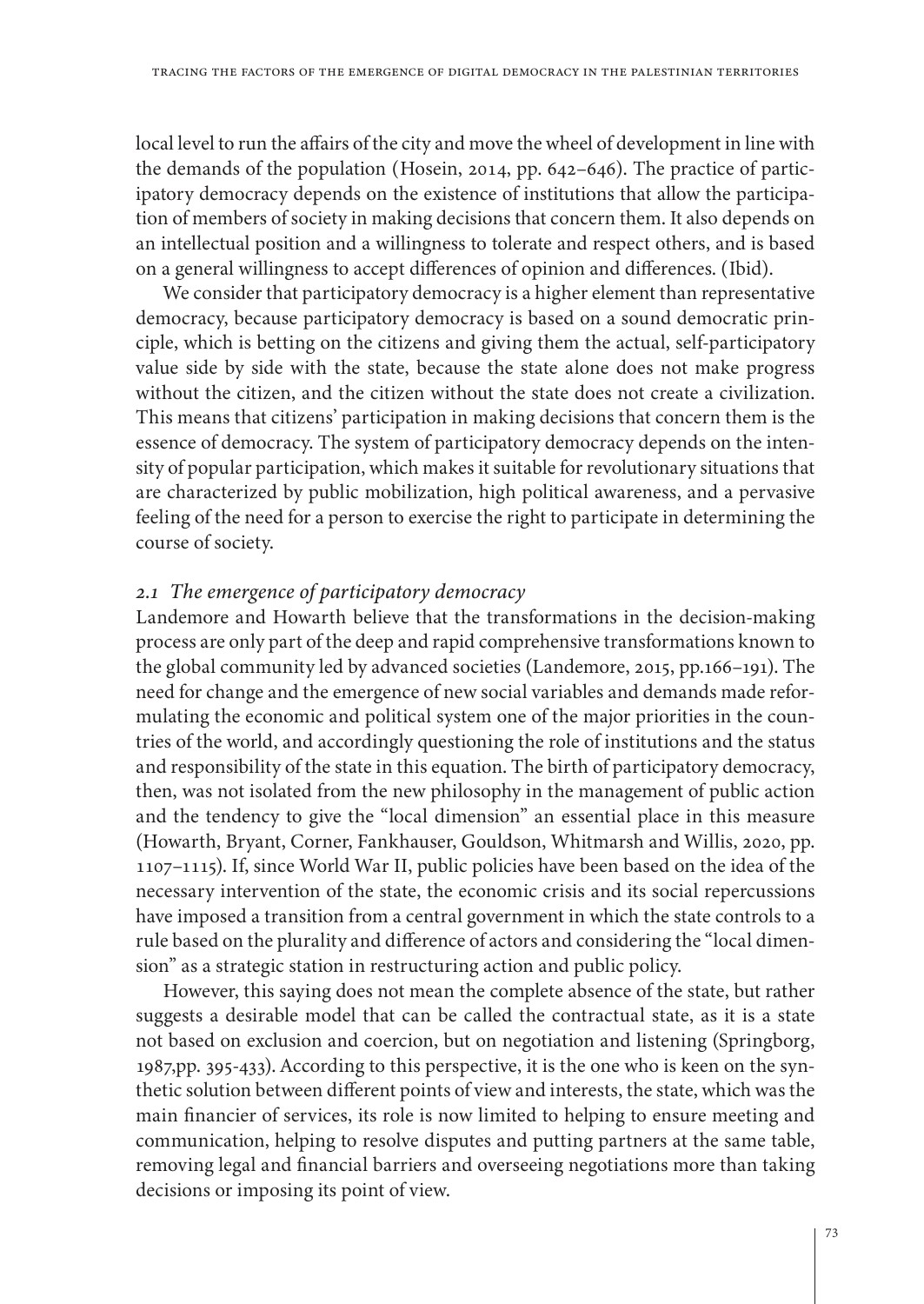local level to run the affairs of the city and move the wheel of development in line with the demands of the population (Hosein, 2014, pp. 642–646). The practice of participatory democracy depends on the existence of institutions that allow the participation of members of society in making decisions that concern them. It also depends on an intellectual position and a willingness to tolerate and respect others, and is based on a general willingness to accept differences of opinion and differences. (Ibid).

We consider that participatory democracy is a higher element than representative democracy, because participatory democracy is based on a sound democratic principle, which is betting on the citizens and giving them the actual, self-participatory value side by side with the state, because the state alone does not make progress without the citizen, and the citizen without the state does not create a civilization. This means that citizens' participation in making decisions that concern them is the essence of democracy. The system of participatory democracy depends on the intensity of popular participation, which makes it suitable for revolutionary situations that are characterized by public mobilization, high political awareness, and a pervasive feeling of the need for a person to exercise the right to participate in determining the course of society.

### *2.1 The emergence of participatory democracy*

Landemore and Howarth believe that the transformations in the decision-making process are only part of the deep and rapid comprehensive transformations known to the global community led by advanced societies (Landemore, 2015, pp.166–191). The need for change and the emergence of new social variables and demands made reformulating the economic and political system one of the major priorities in the countries of the world, and accordingly questioning the role of institutions and the status and responsibility of the state in this equation. The birth of participatory democracy, then, was not isolated from the new philosophy in the management of public action and the tendency to give the "local dimension" an essential place in this measure (Howarth, Bryant, Corner, Fankhauser, Gouldson, Whitmarsh and Willis, 2020, pp. 1107–1115). If, since World War II, public policies have been based on the idea of the necessary intervention of the state, the economic crisis and its social repercussions have imposed a transition from a central government in which the state controls to a rule based on the plurality and difference of actors and considering the "local dimension" as a strategic station in restructuring action and public policy.

However, this saying does not mean the complete absence of the state, but rather suggests a desirable model that can be called the contractual state, as it is a state not based on exclusion and coercion, but on negotiation and listening (Springborg, 1987,pp. 395-433). According to this perspective, it is the one who is keen on the synthetic solution between different points of view and interests, the state, which was the main financier of services, its role is now limited to helping to ensure meeting and communication, helping to resolve disputes and putting partners at the same table, removing legal and financial barriers and overseeing negotiations more than taking decisions or imposing its point of view.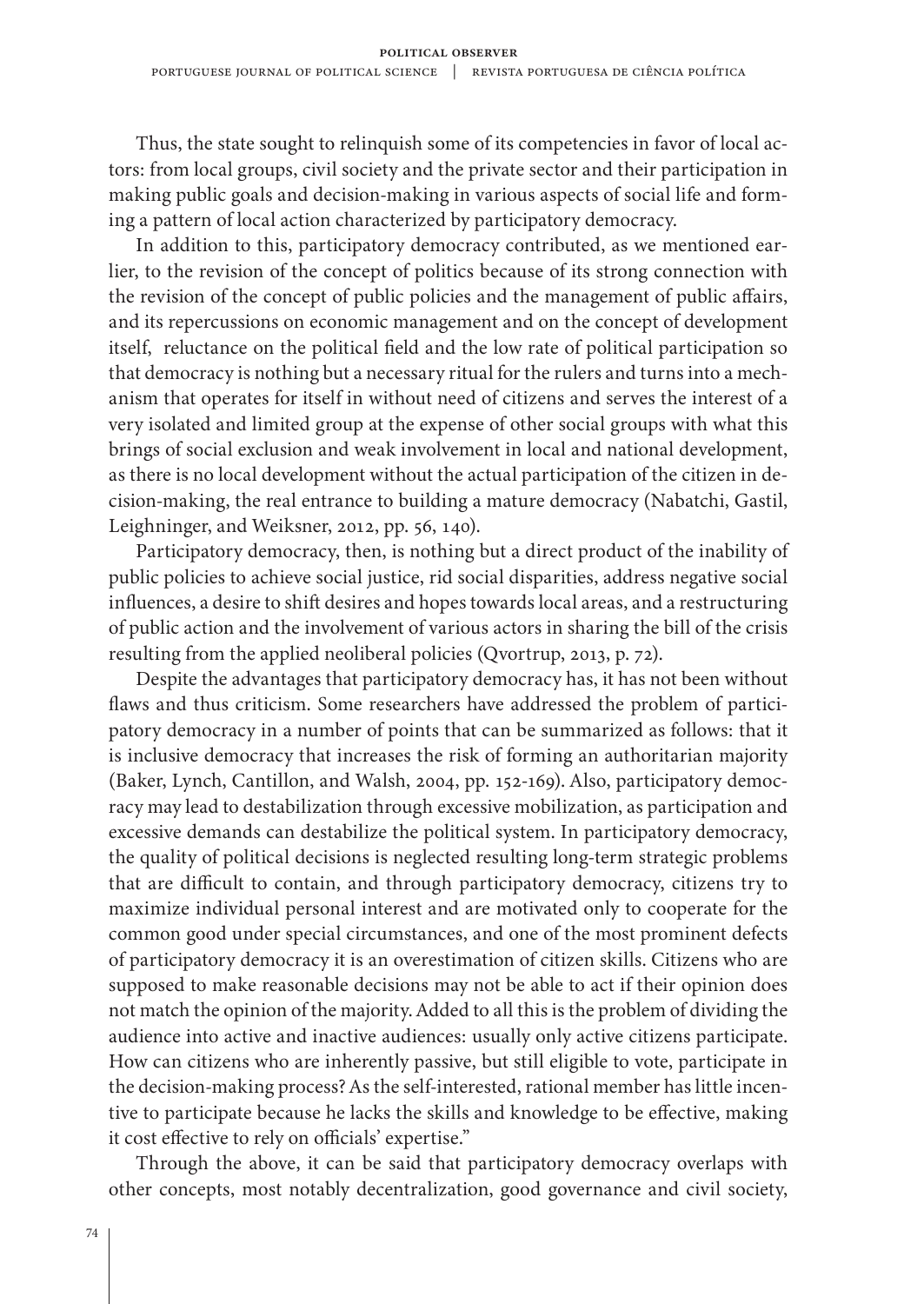Thus, the state sought to relinquish some of its competencies in favor of local actors: from local groups, civil society and the private sector and their participation in making public goals and decision-making in various aspects of social life and forming a pattern of local action characterized by participatory democracy.

In addition to this, participatory democracy contributed, as we mentioned earlier, to the revision of the concept of politics because of its strong connection with the revision of the concept of public policies and the management of public affairs, and its repercussions on economic management and on the concept of development itself, reluctance on the political field and the low rate of political participation so that democracy is nothing but a necessary ritual for the rulers and turns into a mechanism that operates for itself in without need of citizens and serves the interest of a very isolated and limited group at the expense of other social groups with what this brings of social exclusion and weak involvement in local and national development, as there is no local development without the actual participation of the citizen in decision-making, the real entrance to building a mature democracy (Nabatchi, Gastil, Leighninger, and Weiksner, 2012, pp. 56, 140).

Participatory democracy, then, is nothing but a direct product of the inability of public policies to achieve social justice, rid social disparities, address negative social influences, a desire to shift desires and hopes towards local areas, and a restructuring of public action and the involvement of various actors in sharing the bill of the crisis resulting from the applied neoliberal policies (Qvortrup, 2013, p. 72).

Despite the advantages that participatory democracy has, it has not been without flaws and thus criticism. Some researchers have addressed the problem of participatory democracy in a number of points that can be summarized as follows: that it is inclusive democracy that increases the risk of forming an authoritarian majority (Baker, Lynch, Cantillon, and Walsh, 2004, pp. 152-169). Also, participatory democracy may lead to destabilization through excessive mobilization, as participation and excessive demands can destabilize the political system. In participatory democracy, the quality of political decisions is neglected resulting long-term strategic problems that are difficult to contain, and through participatory democracy, citizens try to maximize individual personal interest and are motivated only to cooperate for the common good under special circumstances, and one of the most prominent defects of participatory democracy it is an overestimation of citizen skills. Citizens who are supposed to make reasonable decisions may not be able to act if their opinion does not match the opinion of the majority. Added to all this is the problem of dividing the audience into active and inactive audiences: usually only active citizens participate. How can citizens who are inherently passive, but still eligible to vote, participate in the decision-making process? As the self-interested, rational member has little incentive to participate because he lacks the skills and knowledge to be effective, making it cost effective to rely on officials' expertise."

Through the above, it can be said that participatory democracy overlaps with other concepts, most notably decentralization, good governance and civil society,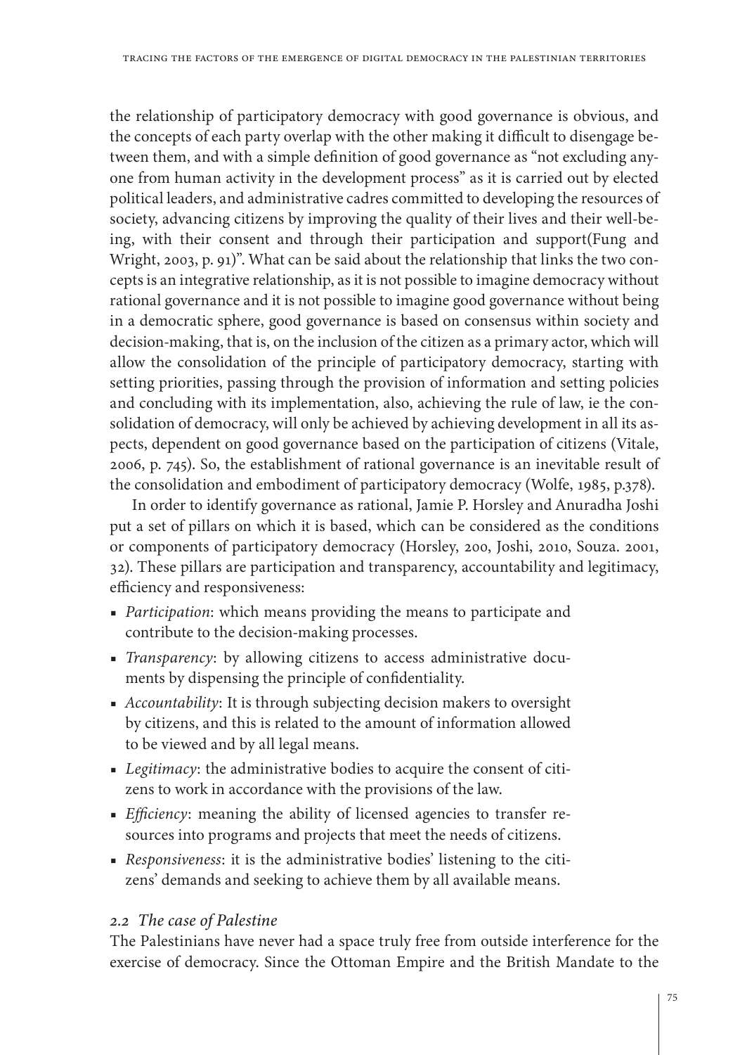the relationship of participatory democracy with good governance is obvious, and the concepts of each party overlap with the other making it difficult to disengage between them, and with a simple definition of good governance as "not excluding anyone from human activity in the development process" as it is carried out by elected political leaders, and administrative cadres committed to developing the resources of society, advancing citizens by improving the quality of their lives and their well-being, with their consent and through their participation and support(Fung and Wright, 2003, p. 91)". What can be said about the relationship that links the two concepts is an integrative relationship, as it is not possible to imagine democracy without rational governance and it is not possible to imagine good governance without being in a democratic sphere, good governance is based on consensus within society and decision-making, that is, on the inclusion of the citizen as a primary actor, which will allow the consolidation of the principle of participatory democracy, starting with setting priorities, passing through the provision of information and setting policies and concluding with its implementation, also, achieving the rule of law, ie the consolidation of democracy, will only be achieved by achieving development in all its aspects, dependent on good governance based on the participation of citizens (Vitale, 2006, p. 745). So, the establishment of rational governance is an inevitable result of the consolidation and embodiment of participatory democracy (Wolfe, 1985, p.378).

In order to identify governance as rational, Jamie P. Horsley and Anuradha Joshi put a set of pillars on which it is based, which can be considered as the conditions or components of participatory democracy (Horsley, 200, Joshi, 2010, Souza. 2001, 32). These pillars are participation and transparency, accountability and legitimacy, efficiency and responsiveness:

- *Participation*: which means providing the means to participate and contribute to the decision-making processes.
- *Transparency*: by allowing citizens to access administrative documents by dispensing the principle of confidentiality.
- *Accountability*: It is through subjecting decision makers to oversight by citizens, and this is related to the amount of information allowed to be viewed and by all legal means.
- *Legitimacy*: the administrative bodies to acquire the consent of citizens to work in accordance with the provisions of the law.
- *Efficiency*: meaning the ability of licensed agencies to transfer resources into programs and projects that meet the needs of citizens.
- *Responsiveness*: it is the administrative bodies' listening to the citizens' demands and seeking to achieve them by all available means.

### *2.2 The case of Palestine*

The Palestinians have never had a space truly free from outside interference for the exercise of democracy. Since the Ottoman Empire and the British Mandate to the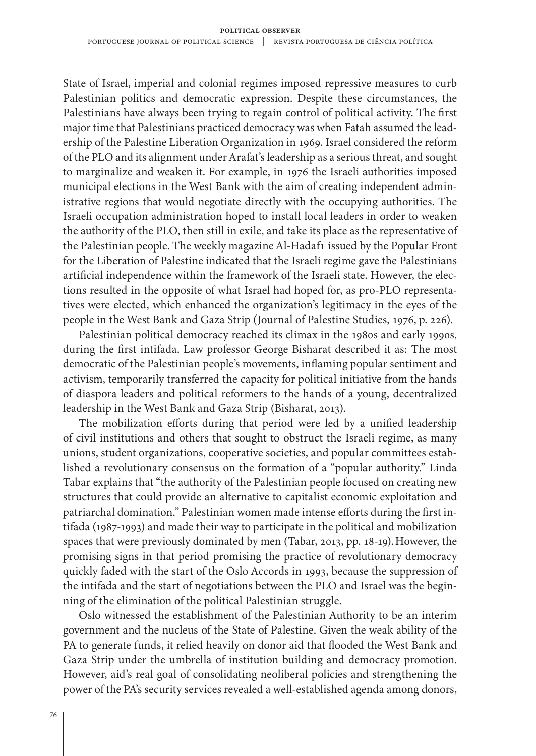State of Israel, imperial and colonial regimes imposed repressive measures to curb Palestinian politics and democratic expression. Despite these circumstances, the Palestinians have always been trying to regain control of political activity. The first major time that Palestinians practiced democracy was when Fatah assumed the leadership of the Palestine Liberation Organization in 1969. Israel considered the reform of the PLO and its alignment under Arafat's leadership as a serious threat, and sought to marginalize and weaken it. For example, in 1976 the Israeli authorities imposed municipal elections in the West Bank with the aim of creating independent administrative regions that would negotiate directly with the occupying authorities. The Israeli occupation administration hoped to install local leaders in order to weaken the authority of the PLO, then still in exile, and take its place as the representative of the Palestinian people. The weekly magazine Al-Hadaf1 issued by the Popular Front for the Liberation of Palestine indicated that the Israeli regime gave the Palestinians artificial independence within the framework of the Israeli state. However, the elections resulted in the opposite of what Israel had hoped for, as pro-PLO representatives were elected, which enhanced the organization's legitimacy in the eyes of the people in the West Bank and Gaza Strip (Journal of Palestine Studies, 1976, p. 226).

Palestinian political democracy reached its climax in the 1980s and early 1990s, during the first intifada. Law professor George Bisharat described it as: The most democratic of the Palestinian people's movements, inflaming popular sentiment and activism, temporarily transferred the capacity for political initiative from the hands of diaspora leaders and political reformers to the hands of a young, decentralized leadership in the West Bank and Gaza Strip (Bisharat, 2013).

The mobilization efforts during that period were led by a unified leadership of civil institutions and others that sought to obstruct the Israeli regime, as many unions, student organizations, cooperative societies, and popular committees established a revolutionary consensus on the formation of a "popular authority." Linda Tabar explains that "the authority of the Palestinian people focused on creating new structures that could provide an alternative to capitalist economic exploitation and patriarchal domination." Palestinian women made intense efforts during the first intifada (1987-1993) and made their way to participate in the political and mobilization spaces that were previously dominated by men (Tabar, 2013, pp. 18-19). However, the promising signs in that period promising the practice of revolutionary democracy quickly faded with the start of the Oslo Accords in 1993, because the suppression of the intifada and the start of negotiations between the PLO and Israel was the beginning of the elimination of the political Palestinian struggle.

Oslo witnessed the establishment of the Palestinian Authority to be an interim government and the nucleus of the State of Palestine. Given the weak ability of the PA to generate funds, it relied heavily on donor aid that flooded the West Bank and Gaza Strip under the umbrella of institution building and democracy promotion. However, aid's real goal of consolidating neoliberal policies and strengthening the power of the PA's security services revealed a well-established agenda among donors,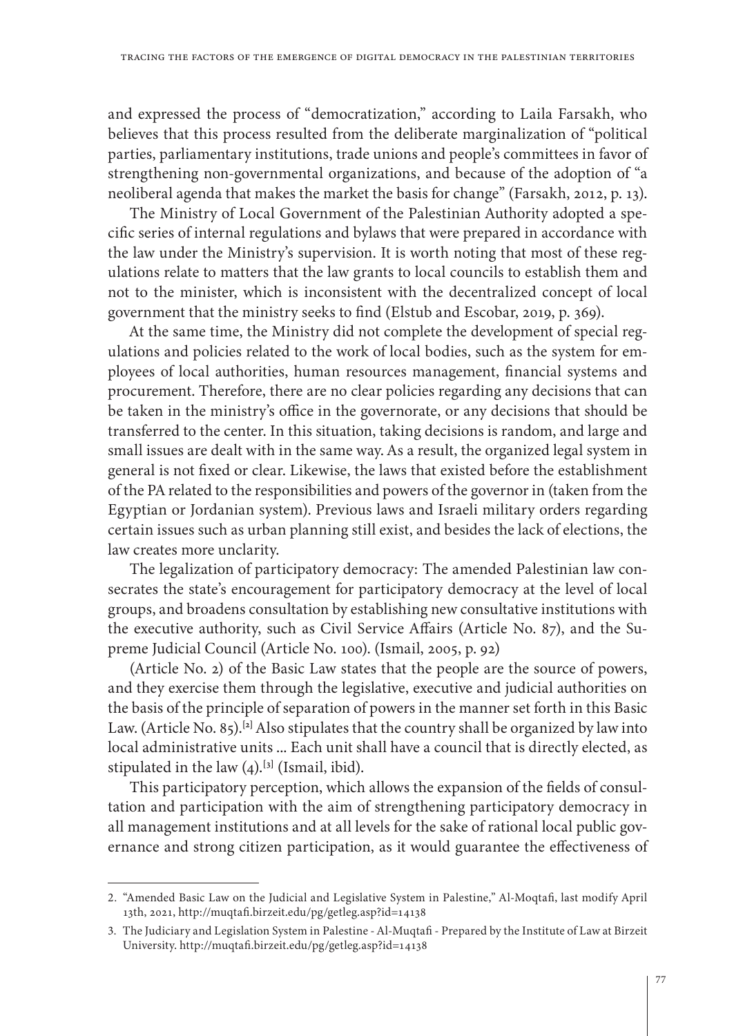and expressed the process of "democratization," according to Laila Farsakh, who believes that this process resulted from the deliberate marginalization of "political parties, parliamentary institutions, trade unions and people's committees in favor of strengthening non-governmental organizations, and because of the adoption of "a neoliberal agenda that makes the market the basis for change" (Farsakh, 2012, p. 13).

The Ministry of Local Government of the Palestinian Authority adopted a specific series of internal regulations and bylaws that were prepared in accordance with the law under the Ministry's supervision. It is worth noting that most of these regulations relate to matters that the law grants to local councils to establish them and not to the minister, which is inconsistent with the decentralized concept of local government that the ministry seeks to find (Elstub and Escobar, 2019, p. 369).

At the same time, the Ministry did not complete the development of special regulations and policies related to the work of local bodies, such as the system for employees of local authorities, human resources management, financial systems and procurement. Therefore, there are no clear policies regarding any decisions that can be taken in the ministry's office in the governorate, or any decisions that should be transferred to the center. In this situation, taking decisions is random, and large and small issues are dealt with in the same way. As a result, the organized legal system in general is not fixed or clear. Likewise, the laws that existed before the establishment of the PA related to the responsibilities and powers of the governor in (taken from the Egyptian or Jordanian system). Previous laws and Israeli military orders regarding certain issues such as urban planning still exist, and besides the lack of elections, the law creates more unclarity.

The legalization of participatory democracy: The amended Palestinian law consecrates the state's encouragement for participatory democracy at the level of local groups, and broadens consultation by establishing new consultative institutions with the executive authority, such as Civil Service Affairs (Article No. 87), and the Supreme Judicial Council (Article No. 100). (Ismail, 2005, p. 92)

(Article No. 2) of the Basic Law states that the people are the source of powers, and they exercise them through the legislative, executive and judicial authorities on the basis of the principle of separation of powers in the manner set forth in this Basic Law. (Article No. 85).[2] Also stipulates that the country shall be organized by law into local administrative units ... Each unit shall have a council that is directly elected, as stipulated in the law (4).[3] (Ismail, ibid).

This participatory perception, which allows the expansion of the fields of consultation and participation with the aim of strengthening participatory democracy in all management institutions and at all levels for the sake of rational local public governance and strong citizen participation, as it would guarantee the effectiveness of

---

2. "Amended Basic Law on the Judicial and Legislative System in Palestine," Al-Moqtafi, last modify April 13th, 2021, http://muqtafi.birzeit.edu/pg/getleg.asp?id=14138

3. The Judiciary and Legislation System in Palestine - Al-Muqtafi - Prepared by the Institute of Law at Birzeit University. http://muqtafi.birzeit.edu/pg/getleg.asp?id=14138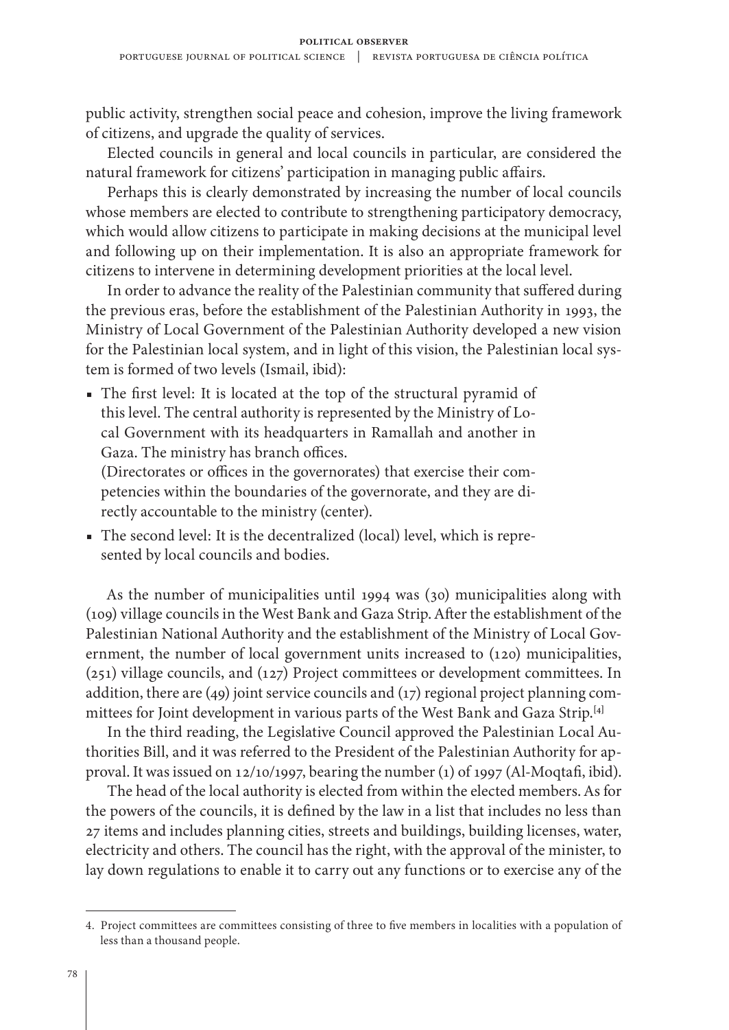public activity, strengthen social peace and cohesion, improve the living framework of citizens, and upgrade the quality of services.

Elected councils in general and local councils in particular, are considered the natural framework for citizens' participation in managing public affairs.

Perhaps this is clearly demonstrated by increasing the number of local councils whose members are elected to contribute to strengthening participatory democracy, which would allow citizens to participate in making decisions at the municipal level and following up on their implementation. It is also an appropriate framework for citizens to intervene in determining development priorities at the local level.

In order to advance the reality of the Palestinian community that suffered during the previous eras, before the establishment of the Palestinian Authority in 1993, the Ministry of Local Government of the Palestinian Authority developed a new vision for the Palestinian local system, and in light of this vision, the Palestinian local system is formed of two levels (Ismail, ibid):

- The first level: It is located at the top of the structural pyramid of this level. The central authority is represented by the Ministry of Local Government with its headquarters in Ramallah and another in Gaza. The ministry has branch offices.
  (Directorates or offices in the governorates) that exercise their competencies within the boundaries of the governorate, and they are directly accountable to the ministry (center).
- The second level: It is the decentralized (local) level, which is represented by local councils and bodies.

As the number of municipalities until 1994 was (30) municipalities along with (109) village councils in the West Bank and Gaza Strip. After the establishment of the Palestinian National Authority and the establishment of the Ministry of Local Government, the number of local government units increased to (120) municipalities, (251) village councils, and (127) Project committees or development committees. In addition, there are (49) joint service councils and (17) regional project planning committees for Joint development in various parts of the West Bank and Gaza Strip.[4]

In the third reading, the Legislative Council approved the Palestinian Local Authorities Bill, and it was referred to the President of the Palestinian Authority for approval. It was issued on 12/10/1997, bearing the number (1) of 1997 (Al-Moqtafi, ibid).

The head of the local authority is elected from within the elected members. As for the powers of the councils, it is defined by the law in a list that includes no less than 27 items and includes planning cities, streets and buildings, building licenses, water, electricity and others. The council has the right, with the approval of the minister, to lay down regulations to enable it to carry out any functions or to exercise any of the

4. Project committees are committees consisting of three to five members in localities with a population of less than a thousand people.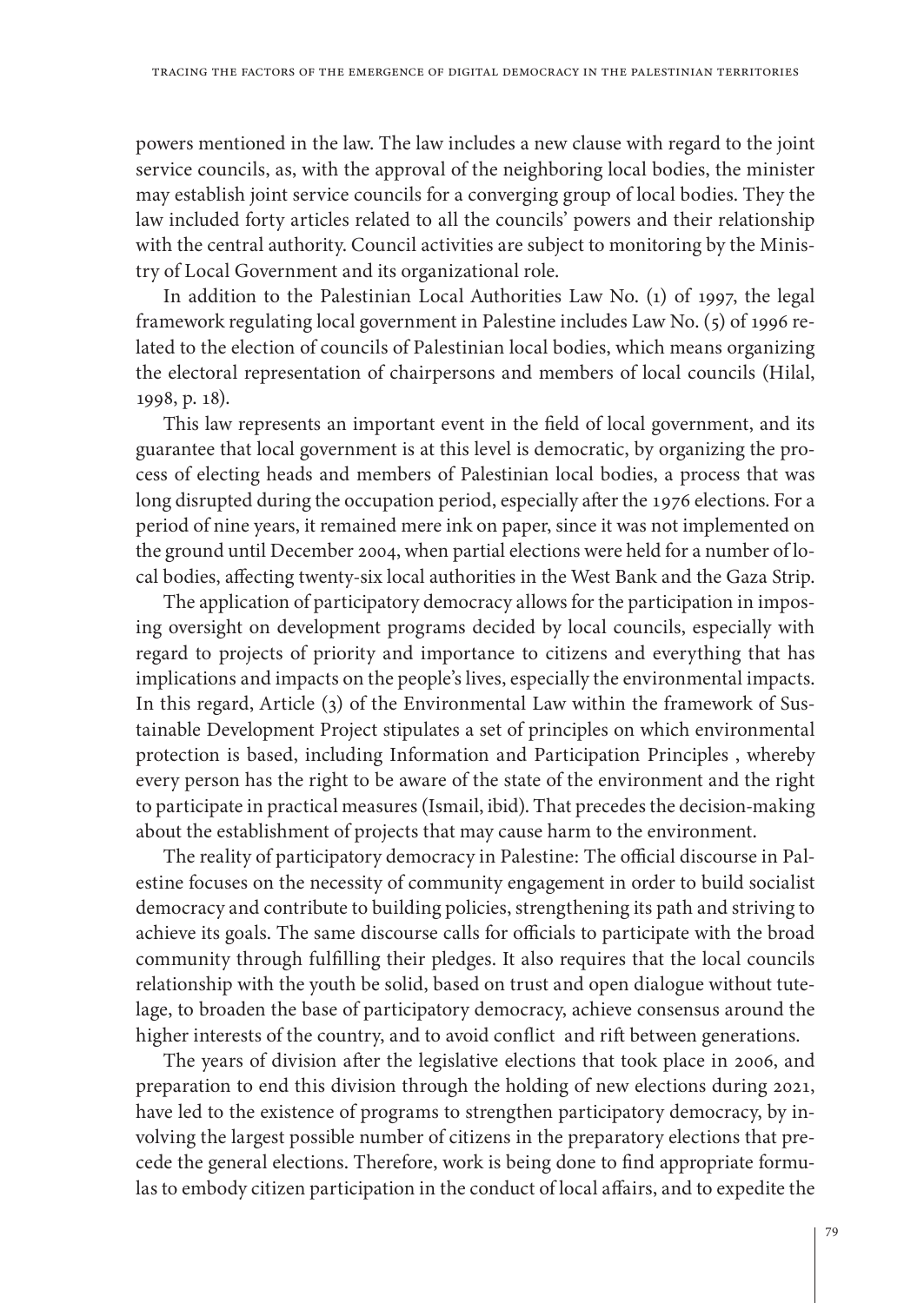powers mentioned in the law. The law includes a new clause with regard to the joint service councils, as, with the approval of the neighboring local bodies, the minister may establish joint service councils for a converging group of local bodies. They the law included forty articles related to all the councils' powers and their relationship with the central authority. Council activities are subject to monitoring by the Ministry of Local Government and its organizational role.

In addition to the Palestinian Local Authorities Law No. (1) of 1997, the legal framework regulating local government in Palestine includes Law No. (5) of 1996 related to the election of councils of Palestinian local bodies, which means organizing the electoral representation of chairpersons and members of local councils (Hilal, 1998, p. 18).

This law represents an important event in the field of local government, and its guarantee that local government is at this level is democratic, by organizing the process of electing heads and members of Palestinian local bodies, a process that was long disrupted during the occupation period, especially after the 1976 elections. For a period of nine years, it remained mere ink on paper, since it was not implemented on the ground until December 2004, when partial elections were held for a number of local bodies, affecting twenty-six local authorities in the West Bank and the Gaza Strip.

The application of participatory democracy allows for the participation in imposing oversight on development programs decided by local councils, especially with regard to projects of priority and importance to citizens and everything that has implications and impacts on the people's lives, especially the environmental impacts. In this regard, Article (3) of the Environmental Law within the framework of Sustainable Development Project stipulates a set of principles on which environmental protection is based, including Information and Participation Principles , whereby every person has the right to be aware of the state of the environment and the right to participate in practical measures (Ismail, ibid). That precedes the decision-making about the establishment of projects that may cause harm to the environment.

The reality of participatory democracy in Palestine: The official discourse in Palestine focuses on the necessity of community engagement in order to build socialist democracy and contribute to building policies, strengthening its path and striving to achieve its goals. The same discourse calls for officials to participate with the broad community through fulfilling their pledges. It also requires that the local councils relationship with the youth be solid, based on trust and open dialogue without tutelage, to broaden the base of participatory democracy, achieve consensus around the higher interests of the country, and to avoid conflict and rift between generations.

The years of division after the legislative elections that took place in 2006, and preparation to end this division through the holding of new elections during 2021, have led to the existence of programs to strengthen participatory democracy, by involving the largest possible number of citizens in the preparatory elections that precede the general elections. Therefore, work is being done to find appropriate formulas to embody citizen participation in the conduct of local affairs, and to expedite the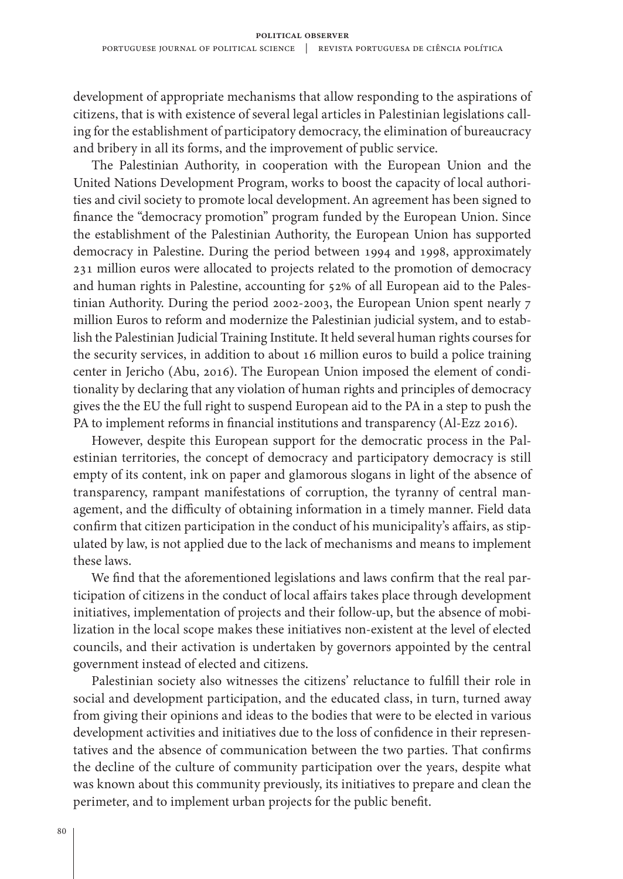development of appropriate mechanisms that allow responding to the aspirations of citizens, that is with existence of several legal articles in Palestinian legislations calling for the establishment of participatory democracy, the elimination of bureaucracy and bribery in all its forms, and the improvement of public service.

The Palestinian Authority, in cooperation with the European Union and the United Nations Development Program, works to boost the capacity of local authorities and civil society to promote local development. An agreement has been signed to finance the "democracy promotion" program funded by the European Union. Since the establishment of the Palestinian Authority, the European Union has supported democracy in Palestine. During the period between 1994 and 1998, approximately 231 million euros were allocated to projects related to the promotion of democracy and human rights in Palestine, accounting for 52% of all European aid to the Palestinian Authority. During the period 2002-2003, the European Union spent nearly 7 million Euros to reform and modernize the Palestinian judicial system, and to establish the Palestinian Judicial Training Institute. It held several human rights courses for the security services, in addition to about 16 million euros to build a police training center in Jericho (Abu, 2016). The European Union imposed the element of conditionality by declaring that any violation of human rights and principles of democracy gives the the EU the full right to suspend European aid to the PA in a step to push the PA to implement reforms in financial institutions and transparency (Al-Ezz 2016).

However, despite this European support for the democratic process in the Palestinian territories, the concept of democracy and participatory democracy is still empty of its content, ink on paper and glamorous slogans in light of the absence of transparency, rampant manifestations of corruption, the tyranny of central management, and the difficulty of obtaining information in a timely manner. Field data confirm that citizen participation in the conduct of his municipality's affairs, as stipulated by law, is not applied due to the lack of mechanisms and means to implement these laws.

We find that the aforementioned legislations and laws confirm that the real participation of citizens in the conduct of local affairs takes place through development initiatives, implementation of projects and their follow-up, but the absence of mobilization in the local scope makes these initiatives non-existent at the level of elected councils, and their activation is undertaken by governors appointed by the central government instead of elected and citizens.

Palestinian society also witnesses the citizens' reluctance to fulfill their role in social and development participation, and the educated class, in turn, turned away from giving their opinions and ideas to the bodies that were to be elected in various development activities and initiatives due to the loss of confidence in their representatives and the absence of communication between the two parties. That confirms the decline of the culture of community participation over the years, despite what was known about this community previously, its initiatives to prepare and clean the perimeter, and to implement urban projects for the public benefit.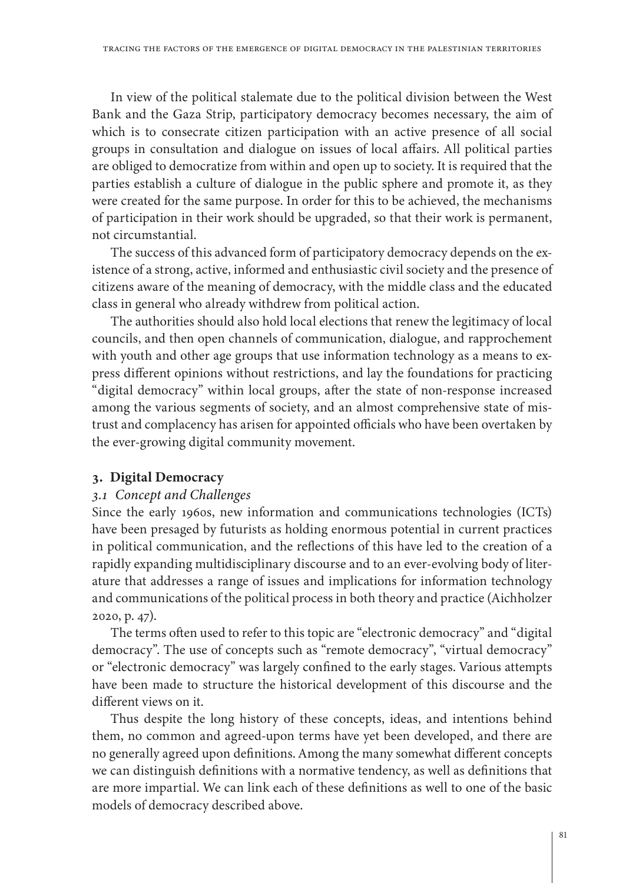In view of the political stalemate due to the political division between the West Bank and the Gaza Strip, participatory democracy becomes necessary, the aim of which is to consecrate citizen participation with an active presence of all social groups in consultation and dialogue on issues of local affairs. All political parties are obliged to democratize from within and open up to society. It is required that the parties establish a culture of dialogue in the public sphere and promote it, as they were created for the same purpose. In order for this to be achieved, the mechanisms of participation in their work should be upgraded, so that their work is permanent, not circumstantial.

The success of this advanced form of participatory democracy depends on the existence of a strong, active, informed and enthusiastic civil society and the presence of citizens aware of the meaning of democracy, with the middle class and the educated class in general who already withdrew from political action.

The authorities should also hold local elections that renew the legitimacy of local councils, and then open channels of communication, dialogue, and rapprochement with youth and other age groups that use information technology as a means to express different opinions without restrictions, and lay the foundations for practicing "digital democracy" within local groups, after the state of non-response increased among the various segments of society, and an almost comprehensive state of mistrust and complacency has arisen for appointed officials who have been overtaken by the ever-growing digital community movement.

## 3. Digital Democracy

### *3.1 Concept and Challenges*

Since the early 1960s, new information and communications technologies (ICTs) have been presaged by futurists as holding enormous potential in current practices in political communication, and the reflections of this have led to the creation of a rapidly expanding multidisciplinary discourse and to an ever-evolving body of literature that addresses a range of issues and implications for information technology and communications of the political process in both theory and practice (Aichholzer 2020, p. 47).

The terms often used to refer to this topic are "electronic democracy" and "digital democracy". The use of concepts such as "remote democracy", "virtual democracy" or "electronic democracy" was largely confined to the early stages. Various attempts have been made to structure the historical development of this discourse and the different views on it.

Thus despite the long history of these concepts, ideas, and intentions behind them, no common and agreed-upon terms have yet been developed, and there are no generally agreed upon definitions. Among the many somewhat different concepts we can distinguish definitions with a normative tendency, as well as definitions that are more impartial. We can link each of these definitions as well to one of the basic models of democracy described above.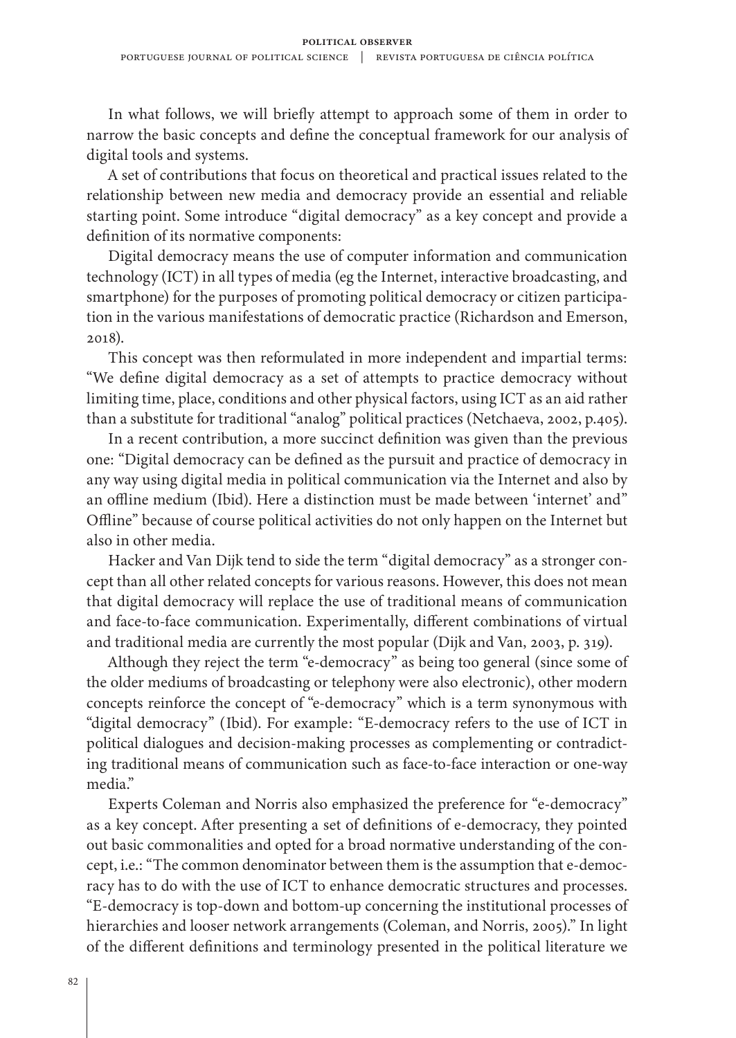In what follows, we will briefly attempt to approach some of them in order to narrow the basic concepts and define the conceptual framework for our analysis of digital tools and systems.

A set of contributions that focus on theoretical and practical issues related to the relationship between new media and democracy provide an essential and reliable starting point. Some introduce "digital democracy" as a key concept and provide a definition of its normative components:

Digital democracy means the use of computer information and communication technology (ICT) in all types of media (eg the Internet, interactive broadcasting, and smartphone) for the purposes of promoting political democracy or citizen participation in the various manifestations of democratic practice (Richardson and Emerson, 2018).

This concept was then reformulated in more independent and impartial terms: "We define digital democracy as a set of attempts to practice democracy without limiting time, place, conditions and other physical factors, using ICT as an aid rather than a substitute for traditional "analog" political practices (Netchaeva, 2002, p.405).

In a recent contribution, a more succinct definition was given than the previous one: "Digital democracy can be defined as the pursuit and practice of democracy in any way using digital media in political communication via the Internet and also by an offline medium (Ibid). Here a distinction must be made between 'internet' and" Offline" because of course political activities do not only happen on the Internet but also in other media.

Hacker and Van Dijk tend to side the term "digital democracy" as a stronger concept than all other related concepts for various reasons. However, this does not mean that digital democracy will replace the use of traditional means of communication and face-to-face communication. Experimentally, different combinations of virtual and traditional media are currently the most popular (Dijk and Van, 2003, p. 319).

Although they reject the term "e-democracy" as being too general (since some of the older mediums of broadcasting or telephony were also electronic), other modern concepts reinforce the concept of "e-democracy" which is a term synonymous with "digital democracy" (Ibid). For example: "E-democracy refers to the use of ICT in political dialogues and decision-making processes as complementing or contradicting traditional means of communication such as face-to-face interaction or one-way media."

Experts Coleman and Norris also emphasized the preference for "e-democracy" as a key concept. After presenting a set of definitions of e-democracy, they pointed out basic commonalities and opted for a broad normative understanding of the concept, i.e.: "The common denominator between them is the assumption that e-democracy has to do with the use of ICT to enhance democratic structures and processes. "E-democracy is top-down and bottom-up concerning the institutional processes of hierarchies and looser network arrangements (Coleman, and Norris, 2005)." In light of the different definitions and terminology presented in the political literature we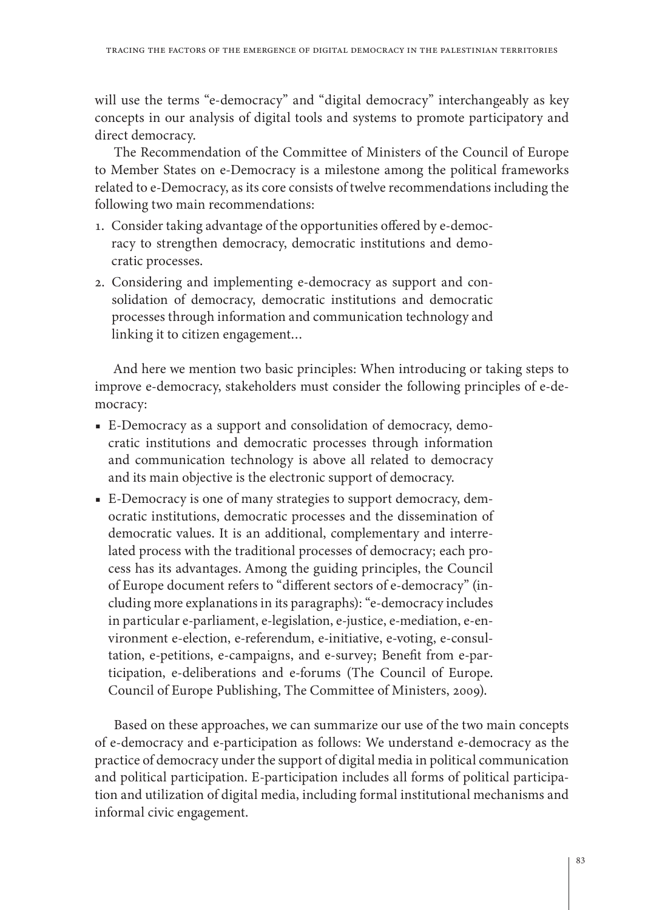will use the terms "e-democracy" and "digital democracy" interchangeably as key concepts in our analysis of digital tools and systems to promote participatory and direct democracy.

The Recommendation of the Committee of Ministers of the Council of Europe to Member States on e-Democracy is a milestone among the political frameworks related to e-Democracy, as its core consists of twelve recommendations including the following two main recommendations:

1. Consider taking advantage of the opportunities offered by e-democracy to strengthen democracy, democratic institutions and democratic processes.
2. Considering and implementing e-democracy as support and consolidation of democracy, democratic institutions and democratic processes through information and communication technology and linking it to citizen engagement…

And here we mention two basic principles: When introducing or taking steps to improve e-democracy, stakeholders must consider the following principles of e-democracy:

- E-Democracy as a support and consolidation of democracy, democratic institutions and democratic processes through information and communication technology is above all related to democracy and its main objective is the electronic support of democracy.
- E-Democracy is one of many strategies to support democracy, democratic institutions, democratic processes and the dissemination of democratic values. It is an additional, complementary and interrelated process with the traditional processes of democracy; each process has its advantages. Among the guiding principles, the Council of Europe document refers to "different sectors of e-democracy" (including more explanations in its paragraphs): "e-democracy includes in particular e-parliament, e-legislation, e-justice, e-mediation, e-environment e-election, e-referendum, e-initiative, e-voting, e-consultation, e-petitions, e-campaigns, and e-survey; Benefit from e-participation, e-deliberations and e-forums (The Council of Europe. Council of Europe Publishing, The Committee of Ministers, 2009).

Based on these approaches, we can summarize our use of the two main concepts of e-democracy and e-participation as follows: We understand e-democracy as the practice of democracy under the support of digital media in political communication and political participation. E-participation includes all forms of political participation and utilization of digital media, including formal institutional mechanisms and informal civic engagement.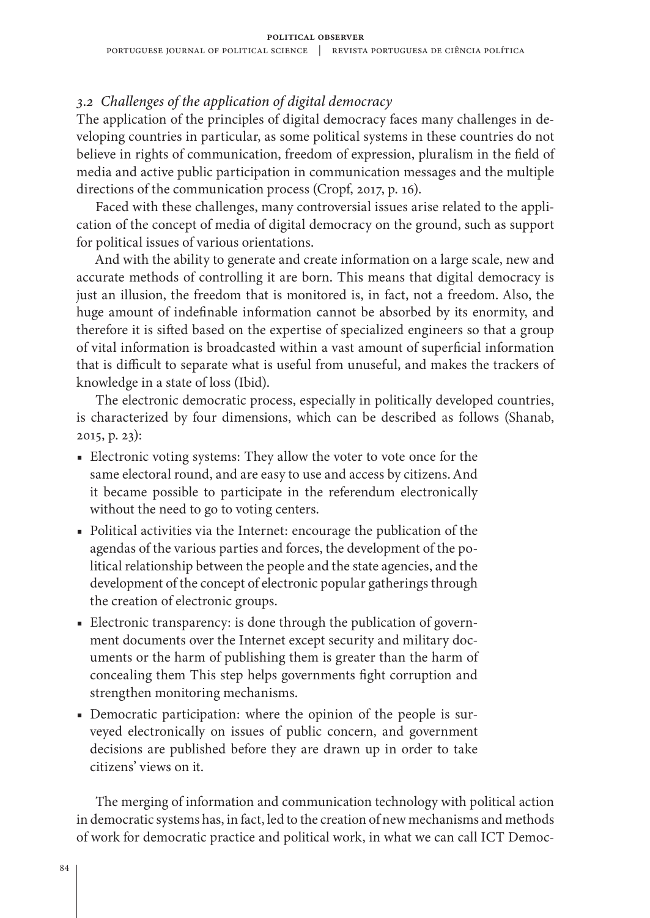### *3.2 Challenges of the application of digital democracy*

The application of the principles of digital democracy faces many challenges in developing countries in particular, as some political systems in these countries do not believe in rights of communication, freedom of expression, pluralism in the field of media and active public participation in communication messages and the multiple directions of the communication process (Cropf, 2017, p. 16).

Faced with these challenges, many controversial issues arise related to the application of the concept of media of digital democracy on the ground, such as support for political issues of various orientations.

And with the ability to generate and create information on a large scale, new and accurate methods of controlling it are born. This means that digital democracy is just an illusion, the freedom that is monitored is, in fact, not a freedom. Also, the huge amount of indefinable information cannot be absorbed by its enormity, and therefore it is sifted based on the expertise of specialized engineers so that a group of vital information is broadcasted within a vast amount of superficial information that is difficult to separate what is useful from unuseful, and makes the trackers of knowledge in a state of loss (Ibid).

The electronic democratic process, especially in politically developed countries, is characterized by four dimensions, which can be described as follows (Shanab, 2015, p. 23):

- Electronic voting systems: They allow the voter to vote once for the same electoral round, and are easy to use and access by citizens. And it became possible to participate in the referendum electronically without the need to go to voting centers.
- Political activities via the Internet: encourage the publication of the agendas of the various parties and forces, the development of the political relationship between the people and the state agencies, and the development of the concept of electronic popular gatherings through the creation of electronic groups.
- Electronic transparency: is done through the publication of government documents over the Internet except security and military documents or the harm of publishing them is greater than the harm of concealing them This step helps governments fight corruption and strengthen monitoring mechanisms.
- Democratic participation: where the opinion of the people is surveyed electronically on issues of public concern, and government decisions are published before they are drawn up in order to take citizens' views on it.

The merging of information and communication technology with political action in democratic systems has, in fact, led to the creation of new mechanisms and methods of work for democratic practice and political work, in what we can call ICT Democ-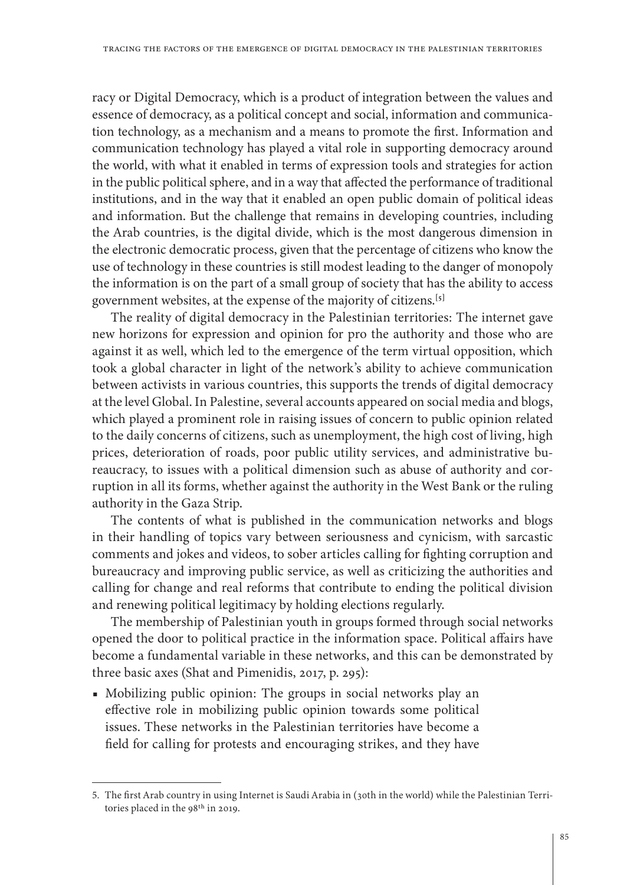racy or Digital Democracy, which is a product of integration between the values and essence of democracy, as a political concept and social, information and communication technology, as a mechanism and a means to promote the first. Information and communication technology has played a vital role in supporting democracy around the world, with what it enabled in terms of expression tools and strategies for action in the public political sphere, and in a way that affected the performance of traditional institutions, and in the way that it enabled an open public domain of political ideas and information. But the challenge that remains in developing countries, including the Arab countries, is the digital divide, which is the most dangerous dimension in the electronic democratic process, given that the percentage of citizens who know the use of technology in these countries is still modest leading to the danger of monopoly the information is on the part of a small group of society that has the ability to access government websites, at the expense of the majority of citizens.[5]

The reality of digital democracy in the Palestinian territories: The internet gave new horizons for expression and opinion for pro the authority and those who are against it as well, which led to the emergence of the term virtual opposition, which took a global character in light of the network's ability to achieve communication between activists in various countries, this supports the trends of digital democracy at the level Global. In Palestine, several accounts appeared on social media and blogs, which played a prominent role in raising issues of concern to public opinion related to the daily concerns of citizens, such as unemployment, the high cost of living, high prices, deterioration of roads, poor public utility services, and administrative bureaucracy, to issues with a political dimension such as abuse of authority and corruption in all its forms, whether against the authority in the West Bank or the ruling authority in the Gaza Strip.

The contents of what is published in the communication networks and blogs in their handling of topics vary between seriousness and cynicism, with sarcastic comments and jokes and videos, to sober articles calling for fighting corruption and bureaucracy and improving public service, as well as criticizing the authorities and calling for change and real reforms that contribute to ending the political division and renewing political legitimacy by holding elections regularly.

The membership of Palestinian youth in groups formed through social networks opened the door to political practice in the information space. Political affairs have become a fundamental variable in these networks, and this can be demonstrated by three basic axes (Shat and Pimenidis, 2017, p. 295):

- Mobilizing public opinion: The groups in social networks play an effective role in mobilizing public opinion towards some political issues. These networks in the Palestinian territories have become a field for calling for protests and encouraging strikes, and they have

5. The first Arab country in using Internet is Saudi Arabia in (30th in the world) while the Palestinian Territories placed in the 98th in 2019.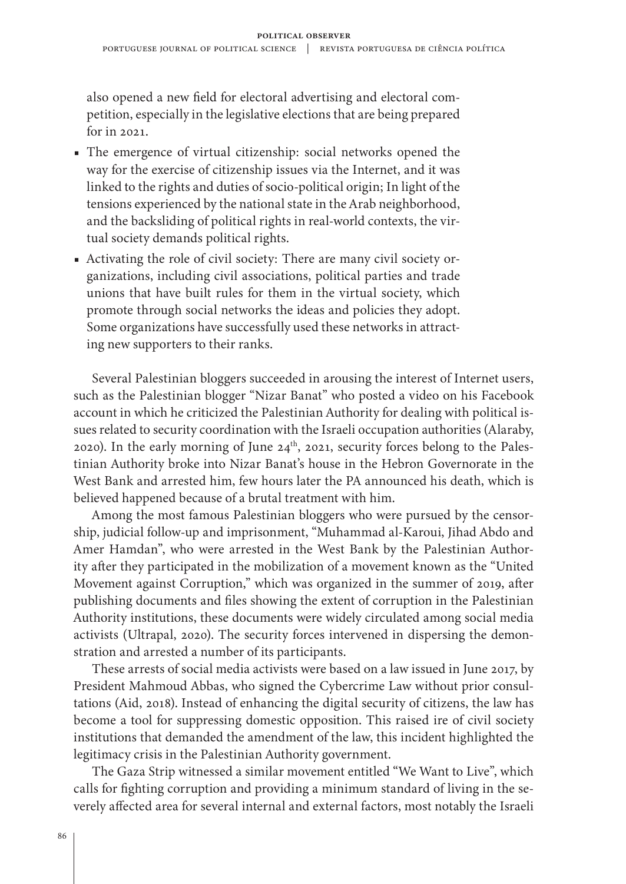also opened a new field for electoral advertising and electoral competition, especially in the legislative elections that are being prepared for in 2021.

- The emergence of virtual citizenship: social networks opened the way for the exercise of citizenship issues via the Internet, and it was linked to the rights and duties of socio-political origin; In light of the tensions experienced by the national state in the Arab neighborhood, and the backsliding of political rights in real-world contexts, the virtual society demands political rights.
- Activating the role of civil society: There are many civil society organizations, including civil associations, political parties and trade unions that have built rules for them in the virtual society, which promote through social networks the ideas and policies they adopt. Some organizations have successfully used these networks in attracting new supporters to their ranks.

Several Palestinian bloggers succeeded in arousing the interest of Internet users, such as the Palestinian blogger "Nizar Banat" who posted a video on his Facebook account in which he criticized the Palestinian Authority for dealing with political issues related to security coordination with the Israeli occupation authorities (Alaraby, 2020). In the early morning of June 24th, 2021, security forces belong to the Palestinian Authority broke into Nizar Banat's house in the Hebron Governorate in the West Bank and arrested him, few hours later the PA announced his death, which is believed happened because of a brutal treatment with him.

Among the most famous Palestinian bloggers who were pursued by the censorship, judicial follow-up and imprisonment, "Muhammad al-Karoui, Jihad Abdo and Amer Hamdan", who were arrested in the West Bank by the Palestinian Authority after they participated in the mobilization of a movement known as the "United Movement against Corruption," which was organized in the summer of 2019, after publishing documents and files showing the extent of corruption in the Palestinian Authority institutions, these documents were widely circulated among social media activists (Ultrapal, 2020). The security forces intervened in dispersing the demonstration and arrested a number of its participants.

These arrests of social media activists were based on a law issued in June 2017, by President Mahmoud Abbas, who signed the Cybercrime Law without prior consultations (Aid, 2018). Instead of enhancing the digital security of citizens, the law has become a tool for suppressing domestic opposition. This raised ire of civil society institutions that demanded the amendment of the law, this incident highlighted the legitimacy crisis in the Palestinian Authority government.

The Gaza Strip witnessed a similar movement entitled "We Want to Live", which calls for fighting corruption and providing a minimum standard of living in the severely affected area for several internal and external factors, most notably the Israeli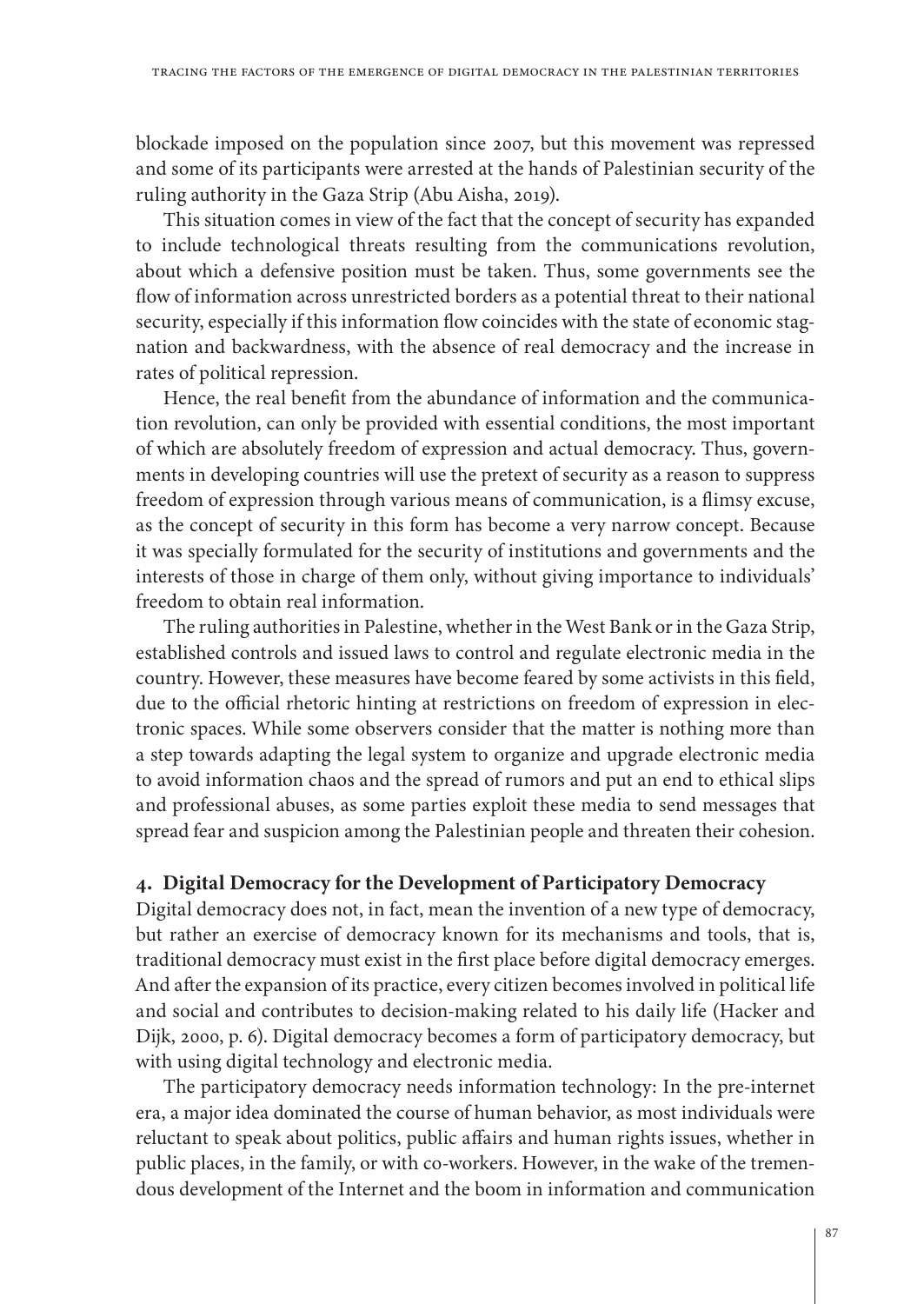blockade imposed on the population since 2007, but this movement was repressed and some of its participants were arrested at the hands of Palestinian security of the ruling authority in the Gaza Strip (Abu Aisha, 2019).

This situation comes in view of the fact that the concept of security has expanded to include technological threats resulting from the communications revolution, about which a defensive position must be taken. Thus, some governments see the flow of information across unrestricted borders as a potential threat to their national security, especially if this information flow coincides with the state of economic stagnation and backwardness, with the absence of real democracy and the increase in rates of political repression.

Hence, the real benefit from the abundance of information and the communication revolution, can only be provided with essential conditions, the most important of which are absolutely freedom of expression and actual democracy. Thus, governments in developing countries will use the pretext of security as a reason to suppress freedom of expression through various means of communication, is a flimsy excuse, as the concept of security in this form has become a very narrow concept. Because it was specially formulated for the security of institutions and governments and the interests of those in charge of them only, without giving importance to individuals' freedom to obtain real information.

The ruling authorities in Palestine, whether in the West Bank or in the Gaza Strip, established controls and issued laws to control and regulate electronic media in the country. However, these measures have become feared by some activists in this field, due to the official rhetoric hinting at restrictions on freedom of expression in electronic spaces. While some observers consider that the matter is nothing more than a step towards adapting the legal system to organize and upgrade electronic media to avoid information chaos and the spread of rumors and put an end to ethical slips and professional abuses, as some parties exploit these media to send messages that spread fear and suspicion among the Palestinian people and threaten their cohesion.

## 4. Digital Democracy for the Development of Participatory Democracy

Digital democracy does not, in fact, mean the invention of a new type of democracy, but rather an exercise of democracy known for its mechanisms and tools, that is, traditional democracy must exist in the first place before digital democracy emerges. And after the expansion of its practice, every citizen becomes involved in political life and social and contributes to decision-making related to his daily life (Hacker and Dijk, 2000, p. 6). Digital democracy becomes a form of participatory democracy, but with using digital technology and electronic media.

The participatory democracy needs information technology: In the pre-internet era, a major idea dominated the course of human behavior, as most individuals were reluctant to speak about politics, public affairs and human rights issues, whether in public places, in the family, or with co-workers. However, in the wake of the tremendous development of the Internet and the boom in information and communication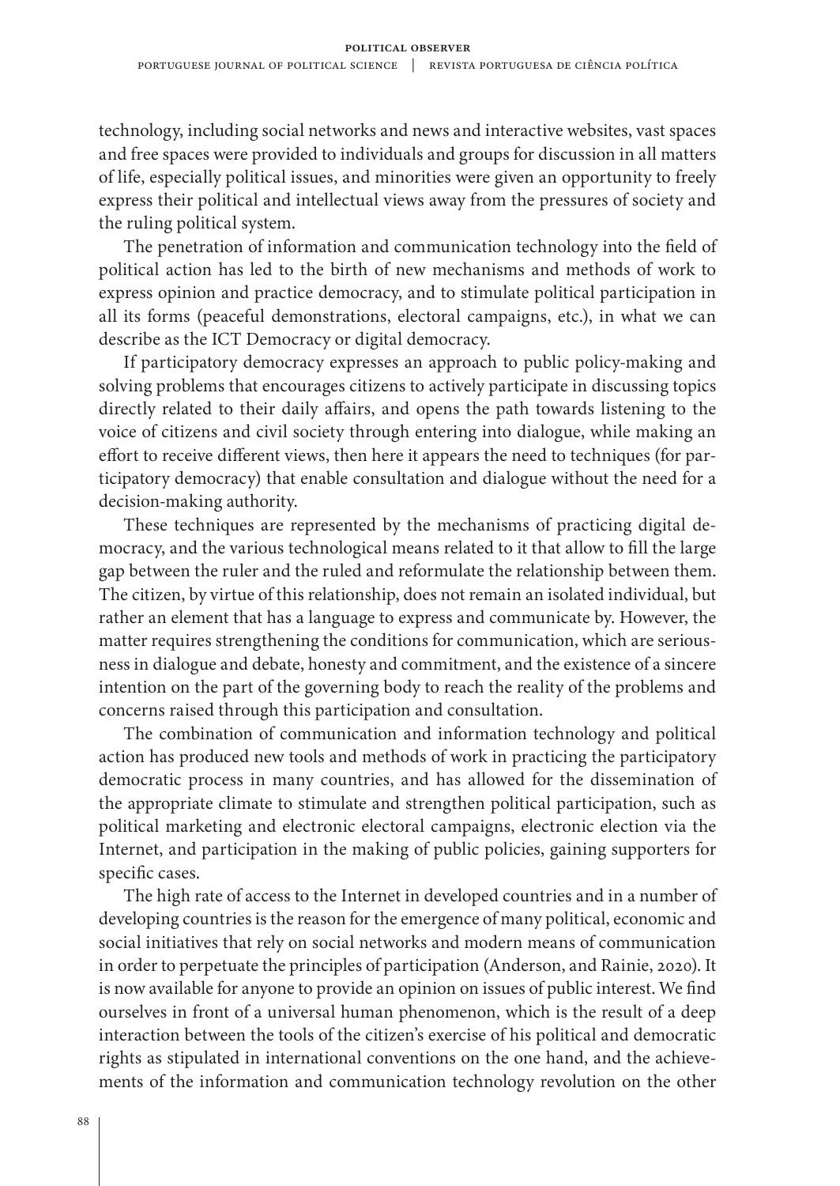technology, including social networks and news and interactive websites, vast spaces and free spaces were provided to individuals and groups for discussion in all matters of life, especially political issues, and minorities were given an opportunity to freely express their political and intellectual views away from the pressures of society and the ruling political system.

The penetration of information and communication technology into the field of political action has led to the birth of new mechanisms and methods of work to express opinion and practice democracy, and to stimulate political participation in all its forms (peaceful demonstrations, electoral campaigns, etc.), in what we can describe as the ICT Democracy or digital democracy.

If participatory democracy expresses an approach to public policy-making and solving problems that encourages citizens to actively participate in discussing topics directly related to their daily affairs, and opens the path towards listening to the voice of citizens and civil society through entering into dialogue, while making an effort to receive different views, then here it appears the need to techniques (for participatory democracy) that enable consultation and dialogue without the need for a decision-making authority.

These techniques are represented by the mechanisms of practicing digital democracy, and the various technological means related to it that allow to fill the large gap between the ruler and the ruled and reformulate the relationship between them. The citizen, by virtue of this relationship, does not remain an isolated individual, but rather an element that has a language to express and communicate by. However, the matter requires strengthening the conditions for communication, which are seriousness in dialogue and debate, honesty and commitment, and the existence of a sincere intention on the part of the governing body to reach the reality of the problems and concerns raised through this participation and consultation.

The combination of communication and information technology and political action has produced new tools and methods of work in practicing the participatory democratic process in many countries, and has allowed for the dissemination of the appropriate climate to stimulate and strengthen political participation, such as political marketing and electronic electoral campaigns, electronic election via the Internet, and participation in the making of public policies, gaining supporters for specific cases.

The high rate of access to the Internet in developed countries and in a number of developing countries is the reason for the emergence of many political, economic and social initiatives that rely on social networks and modern means of communication in order to perpetuate the principles of participation (Anderson, and Rainie, 2020). It is now available for anyone to provide an opinion on issues of public interest. We find ourselves in front of a universal human phenomenon, which is the result of a deep interaction between the tools of the citizen's exercise of his political and democratic rights as stipulated in international conventions on the one hand, and the achievements of the information and communication technology revolution on the other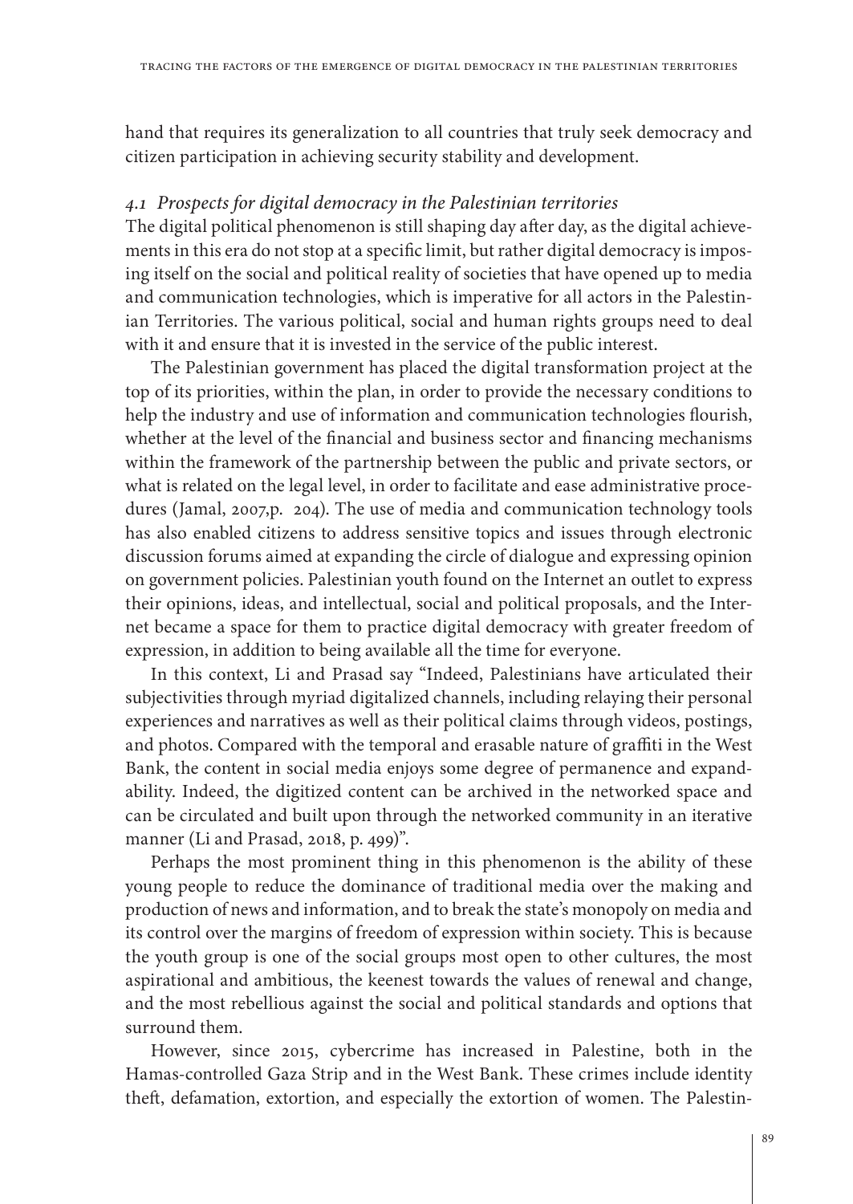hand that requires its generalization to all countries that truly seek democracy and citizen participation in achieving security stability and development.

### *4.1 Prospects for digital democracy in the Palestinian territories*

The digital political phenomenon is still shaping day after day, as the digital achievements in this era do not stop at a specific limit, but rather digital democracy is imposing itself on the social and political reality of societies that have opened up to media and communication technologies, which is imperative for all actors in the Palestinian Territories. The various political, social and human rights groups need to deal with it and ensure that it is invested in the service of the public interest.

The Palestinian government has placed the digital transformation project at the top of its priorities, within the plan, in order to provide the necessary conditions to help the industry and use of information and communication technologies flourish, whether at the level of the financial and business sector and financing mechanisms within the framework of the partnership between the public and private sectors, or what is related on the legal level, in order to facilitate and ease administrative procedures (Jamal, 2007,p. 204). The use of media and communication technology tools has also enabled citizens to address sensitive topics and issues through electronic discussion forums aimed at expanding the circle of dialogue and expressing opinion on government policies. Palestinian youth found on the Internet an outlet to express their opinions, ideas, and intellectual, social and political proposals, and the Internet became a space for them to practice digital democracy with greater freedom of expression, in addition to being available all the time for everyone.

In this context, Li and Prasad say "Indeed, Palestinians have articulated their subjectivities through myriad digitalized channels, including relaying their personal experiences and narratives as well as their political claims through videos, postings, and photos. Compared with the temporal and erasable nature of graffiti in the West Bank, the content in social media enjoys some degree of permanence and expandability. Indeed, the digitized content can be archived in the networked space and can be circulated and built upon through the networked community in an iterative manner (Li and Prasad, 2018, p. 499)".

Perhaps the most prominent thing in this phenomenon is the ability of these young people to reduce the dominance of traditional media over the making and production of news and information, and to break the state's monopoly on media and its control over the margins of freedom of expression within society. This is because the youth group is one of the social groups most open to other cultures, the most aspirational and ambitious, the keenest towards the values of renewal and change, and the most rebellious against the social and political standards and options that surround them.

However, since 2015, cybercrime has increased in Palestine, both in the Hamas-controlled Gaza Strip and in the West Bank. These crimes include identity theft, defamation, extortion, and especially the extortion of women. The Palestin-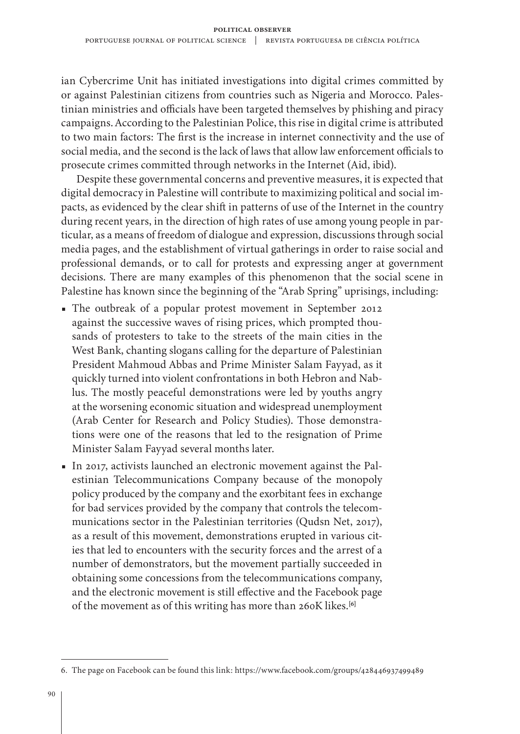ian Cybercrime Unit has initiated investigations into digital crimes committed by or against Palestinian citizens from countries such as Nigeria and Morocco. Palestinian ministries and officials have been targeted themselves by phishing and piracy campaigns. According to the Palestinian Police, this rise in digital crime is attributed to two main factors: The first is the increase in internet connectivity and the use of social media, and the second is the lack of laws that allow law enforcement officials to prosecute crimes committed through networks in the Internet (Aid, ibid).

Despite these governmental concerns and preventive measures, it is expected that digital democracy in Palestine will contribute to maximizing political and social impacts, as evidenced by the clear shift in patterns of use of the Internet in the country during recent years, in the direction of high rates of use among young people in particular, as a means of freedom of dialogue and expression, discussions through social media pages, and the establishment of virtual gatherings in order to raise social and professional demands, or to call for protests and expressing anger at government decisions. There are many examples of this phenomenon that the social scene in Palestine has known since the beginning of the "Arab Spring" uprisings, including:

- The outbreak of a popular protest movement in September 2012 against the successive waves of rising prices, which prompted thousands of protesters to take to the streets of the main cities in the West Bank, chanting slogans calling for the departure of Palestinian President Mahmoud Abbas and Prime Minister Salam Fayyad, as it quickly turned into violent confrontations in both Hebron and Nablus. The mostly peaceful demonstrations were led by youths angry at the worsening economic situation and widespread unemployment (Arab Center for Research and Policy Studies). Those demonstrations were one of the reasons that led to the resignation of Prime Minister Salam Fayyad several months later.
- In 2017, activists launched an electronic movement against the Palestinian Telecommunications Company because of the monopoly policy produced by the company and the exorbitant fees in exchange for bad services provided by the company that controls the telecommunications sector in the Palestinian territories (Qudsn Net, 2017), as a result of this movement, demonstrations erupted in various cities that led to encounters with the security forces and the arrest of a number of demonstrators, but the movement partially succeeded in obtaining some concessions from the telecommunications company, and the electronic movement is still effective and the Facebook page of the movement as of this writing has more than 260K likes.[6]

6. The page on Facebook can be found this link: https://www.facebook.com/groups/428446937499489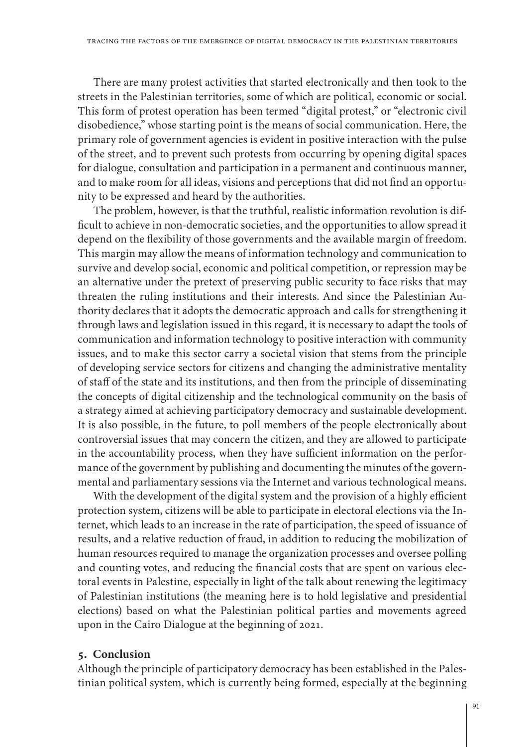There are many protest activities that started electronically and then took to the streets in the Palestinian territories, some of which are political, economic or social. This form of protest operation has been termed "digital protest," or "electronic civil disobedience," whose starting point is the means of social communication. Here, the primary role of government agencies is evident in positive interaction with the pulse of the street, and to prevent such protests from occurring by opening digital spaces for dialogue, consultation and participation in a permanent and continuous manner, and to make room for all ideas, visions and perceptions that did not find an opportunity to be expressed and heard by the authorities.

The problem, however, is that the truthful, realistic information revolution is difficult to achieve in non-democratic societies, and the opportunities to allow spread it depend on the flexibility of those governments and the available margin of freedom. This margin may allow the means of information technology and communication to survive and develop social, economic and political competition, or repression may be an alternative under the pretext of preserving public security to face risks that may threaten the ruling institutions and their interests. And since the Palestinian Authority declares that it adopts the democratic approach and calls for strengthening it through laws and legislation issued in this regard, it is necessary to adapt the tools of communication and information technology to positive interaction with community issues, and to make this sector carry a societal vision that stems from the principle of developing service sectors for citizens and changing the administrative mentality of staff of the state and its institutions, and then from the principle of disseminating the concepts of digital citizenship and the technological community on the basis of a strategy aimed at achieving participatory democracy and sustainable development. It is also possible, in the future, to poll members of the people electronically about controversial issues that may concern the citizen, and they are allowed to participate in the accountability process, when they have sufficient information on the performance of the government by publishing and documenting the minutes of the governmental and parliamentary sessions via the Internet and various technological means.

With the development of the digital system and the provision of a highly efficient protection system, citizens will be able to participate in electoral elections via the Internet, which leads to an increase in the rate of participation, the speed of issuance of results, and a relative reduction of fraud, in addition to reducing the mobilization of human resources required to manage the organization processes and oversee polling and counting votes, and reducing the financial costs that are spent on various electoral events in Palestine, especially in light of the talk about renewing the legitimacy of Palestinian institutions (the meaning here is to hold legislative and presidential elections) based on what the Palestinian political parties and movements agreed upon in the Cairo Dialogue at the beginning of 2021.

## 5. Conclusion

Although the principle of participatory democracy has been established in the Palestinian political system, which is currently being formed, especially at the beginning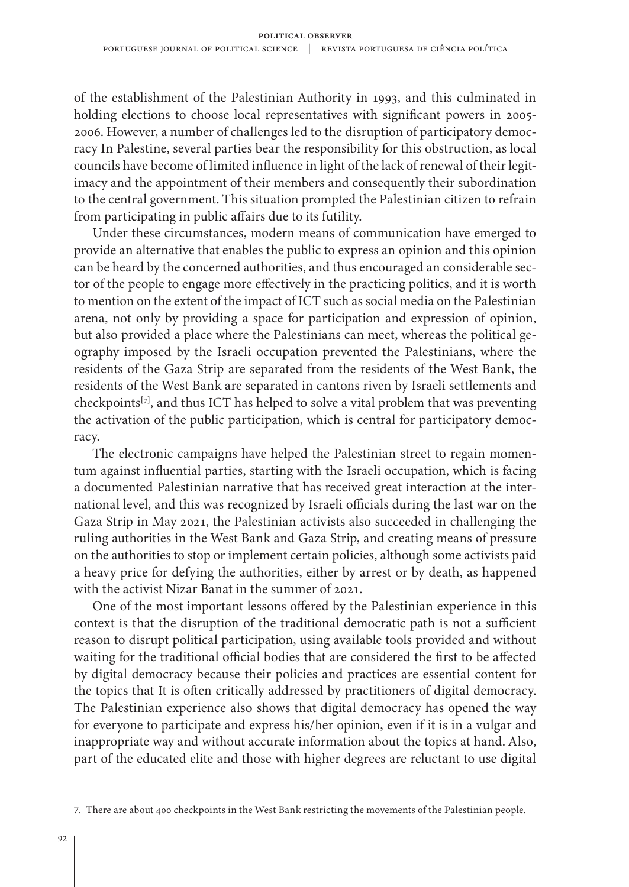of the establishment of the Palestinian Authority in 1993, and this culminated in holding elections to choose local representatives with significant powers in 2005-2006. However, a number of challenges led to the disruption of participatory democracy In Palestine, several parties bear the responsibility for this obstruction, as local councils have become of limited influence in light of the lack of renewal of their legitimacy and the appointment of their members and consequently their subordination to the central government. This situation prompted the Palestinian citizen to refrain from participating in public affairs due to its futility.

Under these circumstances, modern means of communication have emerged to provide an alternative that enables the public to express an opinion and this opinion can be heard by the concerned authorities, and thus encouraged an considerable sector of the people to engage more effectively in the practicing politics, and it is worth to mention on the extent of the impact of ICT such as social media on the Palestinian arena, not only by providing a space for participation and expression of opinion, but also provided a place where the Palestinians can meet, whereas the political geography imposed by the Israeli occupation prevented the Palestinians, where the residents of the Gaza Strip are separated from the residents of the West Bank, the residents of the West Bank are separated in cantons riven by Israeli settlements and checkpoints[7], and thus ICT has helped to solve a vital problem that was preventing the activation of the public participation, which is central for participatory democracy.

The electronic campaigns have helped the Palestinian street to regain momentum against influential parties, starting with the Israeli occupation, which is facing a documented Palestinian narrative that has received great interaction at the international level, and this was recognized by Israeli officials during the last war on the Gaza Strip in May 2021, the Palestinian activists also succeeded in challenging the ruling authorities in the West Bank and Gaza Strip, and creating means of pressure on the authorities to stop or implement certain policies, although some activists paid a heavy price for defying the authorities, either by arrest or by death, as happened with the activist Nizar Banat in the summer of 2021.

One of the most important lessons offered by the Palestinian experience in this context is that the disruption of the traditional democratic path is not a sufficient reason to disrupt political participation, using available tools provided and without waiting for the traditional official bodies that are considered the first to be affected by digital democracy because their policies and practices are essential content for the topics that It is often critically addressed by practitioners of digital democracy. The Palestinian experience also shows that digital democracy has opened the way for everyone to participate and express his/her opinion, even if it is in a vulgar and inappropriate way and without accurate information about the topics at hand. Also, part of the educated elite and those with higher degrees are reluctant to use digital

7. There are about 400 checkpoints in the West Bank restricting the movements of the Palestinian people.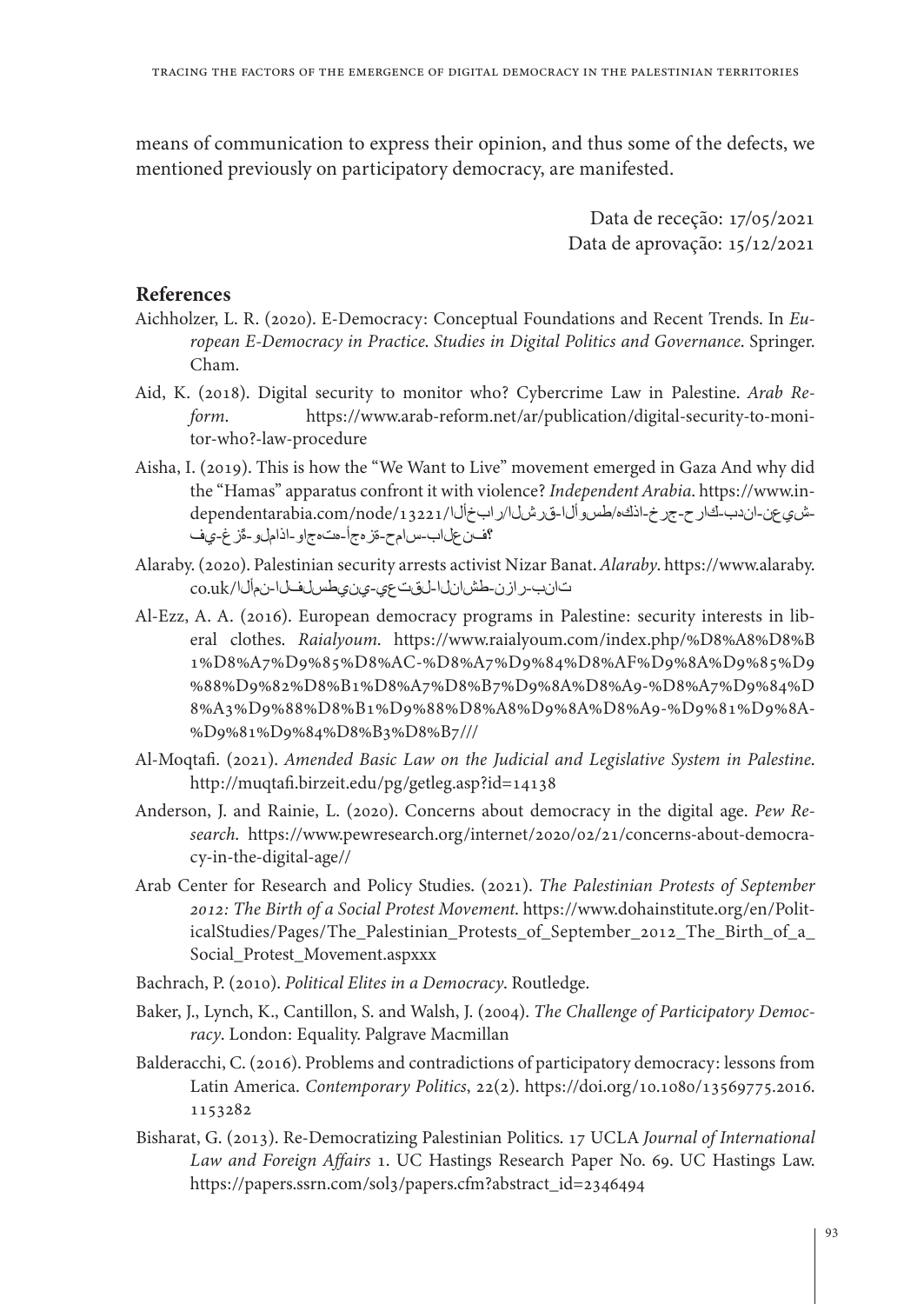means of communication to express their opinion, and thus some of the defects, we mentioned previously on participatory democracy, are manifested.

Data de receção: 17/05/2021
Data de aprovação: 15/12/2021

## References

Aichholzer, L. R. (2020). E-Democracy: Conceptual Foundations and Recent Trends. In *European E-Democracy in Practice. Studies in Digital Politics and Governance*. Springer. Cham.

Aid, K. (2018). Digital security to monitor who? Cybercrime Law in Palestine. *Arab Reform*. https://www.arab-reform.net/ar/publication/digital-security-to-monitor-who?-law-procedure

Aisha, I. (2019). This is how the "We Want to Live" movement emerged in Gaza And why did the "Hamas" apparatus confront it with violence? *Independent Arabia*. https://www.independentarabia.com/node/13221/الأخبار/الشرق-الأوسط/هكذا-خرج-حراك-بدنا-نعيش-في-غزة-ولماذا-واجهته-أجهزة-حماس-بالعنف؟

Alaraby. (2020). Palestinian security arrests activist Nizar Banat. *Alaraby*. https://www.alaraby.co.uk/الأمن-الفلسطيني-يعتقل-الناشط-نزار-بنات

Al-Ezz, A. A. (2016). European democracy programs in Palestine: security interests in liberal clothes. *Raialyoum*. https://www.raialyoum.com/index.php/%D8%A8%D8%B1%D8%A7%D9%85%D8%AC-%D8%A7%D9%84%D8%AF%D9%8A%D9%85%D9%88%D9%82%D8%B1%D8%A7%D8%B7%D9%8A%D8%A9-%D8%A7%D9%84%D8%A3%D9%88%D8%B1%D9%88%D8%A8%D9%8A%D8%A9-%D9%81%D9%8A-%D9%81%D9%84%D8%B3%D8%B7///

Al-Moqtafi. (2021). *Amended Basic Law on the Judicial and Legislative System in Palestine*. http://muqtafi.birzeit.edu/pg/getleg.asp?id=14138

Anderson, J. and Rainie, L. (2020). Concerns about democracy in the digital age. *Pew Research*. https://www.pewresearch.org/internet/2020/02/21/concerns-about-democracy-in-the-digital-age//

Arab Center for Research and Policy Studies. (2021). *The Palestinian Protests of September 2012: The Birth of a Social Protest Movement*. https://www.dohainstitute.org/en/PoliticalStudies/Pages/The_Palestinian_Protests_of_September_2012_The_Birth_of_a_Social_Protest_Movement.aspxxx

Bachrach, P. (2010). *Political Elites in a Democracy*. Routledge.

Baker, J., Lynch, K., Cantillon, S. and Walsh, J. (2004). *The Challenge of Participatory Democracy*. London: Equality. Palgrave Macmillan

Balderacchi, C. (2016). Problems and contradictions of participatory democracy: lessons from Latin America. *Contemporary Politics*, 22(2). https://doi.org/10.1080/13569775.2016.1153282

Bisharat, G. (2013). Re-Democratizing Palestinian Politics. 17 UCLA *Journal of International Law and Foreign Affairs* 1. UC Hastings Research Paper No. 69. UC Hastings Law. https://papers.ssrn.com/sol3/papers.cfm?abstract_id=2346494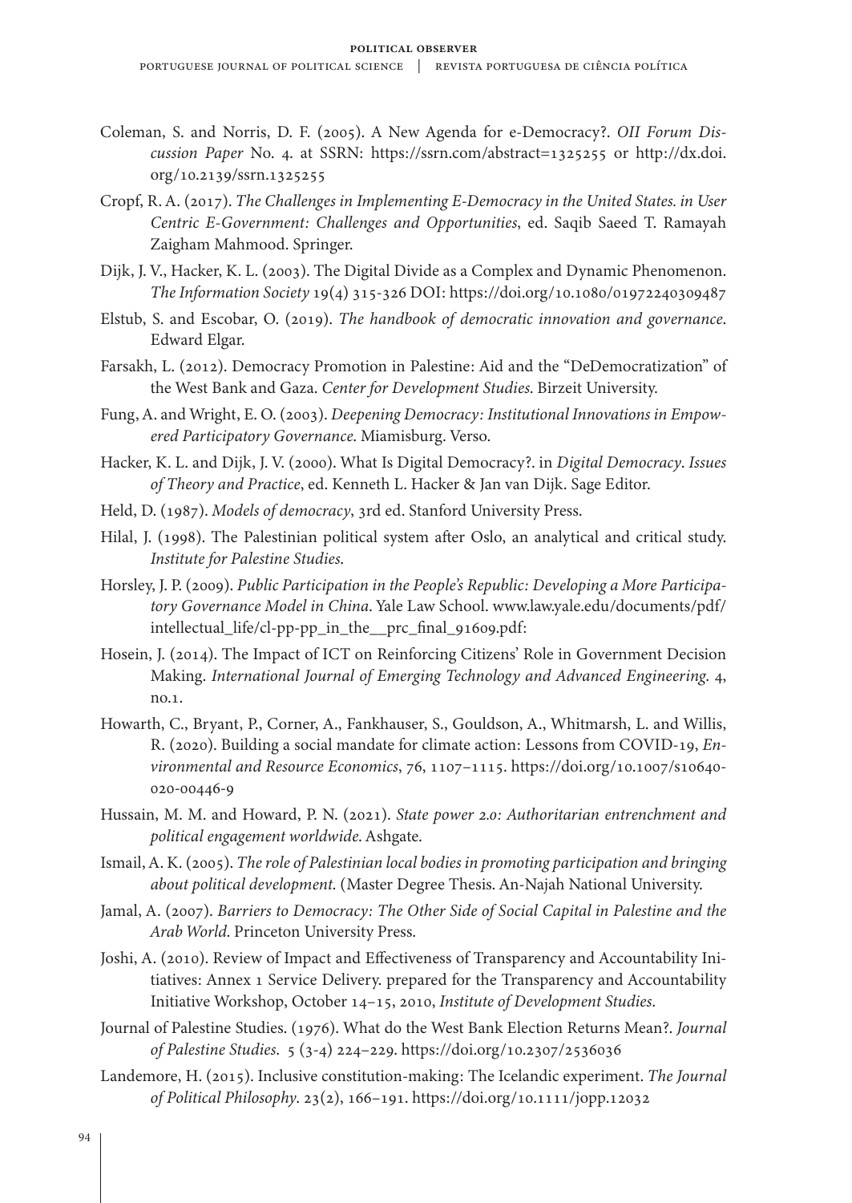Coleman, S. and Norris, D. F. (2005). A New Agenda for e-Democracy?. *OII Forum Discussion Paper* No. 4. at SSRN: https://ssrn.com/abstract=1325255 or http://dx.doi.org/10.2139/ssrn.1325255

Cropf, R. A. (2017). *The Challenges in Implementing E-Democracy in the United States. in User Centric E-Government: Challenges and Opportunities*, ed. Saqib Saeed T. Ramayah Zaigham Mahmood. Springer.

Dijk, J. V., Hacker, K. L. (2003). The Digital Divide as a Complex and Dynamic Phenomenon. *The Information Society* 19(4) 315-326 DOI: https://doi.org/10.1080/01972240309487

Elstub, S. and Escobar, O. (2019). *The handbook of democratic innovation and governance*. Edward Elgar.

Farsakh, L. (2012). Democracy Promotion in Palestine: Aid and the "DeDemocratization" of the West Bank and Gaza. *Center for Development Studies*. Birzeit University.

Fung, A. and Wright, E. O. (2003). *Deepening Democracy: Institutional Innovations in Empowered Participatory Governance*. Miamisburg. Verso.

Hacker, K. L. and Dijk, J. V. (2000). What Is Digital Democracy?. in *Digital Democracy. Issues of Theory and Practice*, ed. Kenneth L. Hacker & Jan van Dijk. Sage Editor.

Held, D. (1987). *Models of democracy*, 3rd ed. Stanford University Press.

Hilal, J. (1998). The Palestinian political system after Oslo, an analytical and critical study. *Institute for Palestine Studies*.

Horsley, J. P. (2009). *Public Participation in the People's Republic: Developing a More Participatory Governance Model in China*. Yale Law School. www.law.yale.edu/documents/pdf/intellectual_life/cl-pp-pp_in_the__prc_final_91609.pdf:

Hosein, J. (2014). The Impact of ICT on Reinforcing Citizens' Role in Government Decision Making. *International Journal of Emerging Technology and Advanced Engineering*. 4, no.1.

Howarth, C., Bryant, P., Corner, A., Fankhauser, S., Gouldson, A., Whitmarsh, L. and Willis, R. (2020). Building a social mandate for climate action: Lessons from COVID-19, *Environmental and Resource Economics*, 76, 1107–1115. https://doi.org/10.1007/s10640-020-00446-9

Hussain, M. M. and Howard, P. N. (2021). *State power 2.0: Authoritarian entrenchment and political engagement worldwide*. Ashgate.

Ismail, A. K. (2005). *The role of Palestinian local bodies in promoting participation and bringing about political development*. (Master Degree Thesis. An-Najah National University.

Jamal, A. (2007). *Barriers to Democracy: The Other Side of Social Capital in Palestine and the Arab World*. Princeton University Press.

Joshi, A. (2010). Review of Impact and Effectiveness of Transparency and Accountability Initiatives: Annex 1 Service Delivery. prepared for the Transparency and Accountability Initiative Workshop, October 14–15, 2010, *Institute of Development Studies*.

Journal of Palestine Studies. (1976). What do the West Bank Election Returns Mean?. *Journal of Palestine Studies*. 5 (3-4) 224–229. https://doi.org/10.2307/2536036

Landemore, H. (2015). Inclusive constitution-making: The Icelandic experiment. *The Journal of Political Philosophy*. 23(2), 166–191. https://doi.org/10.1111/jopp.12032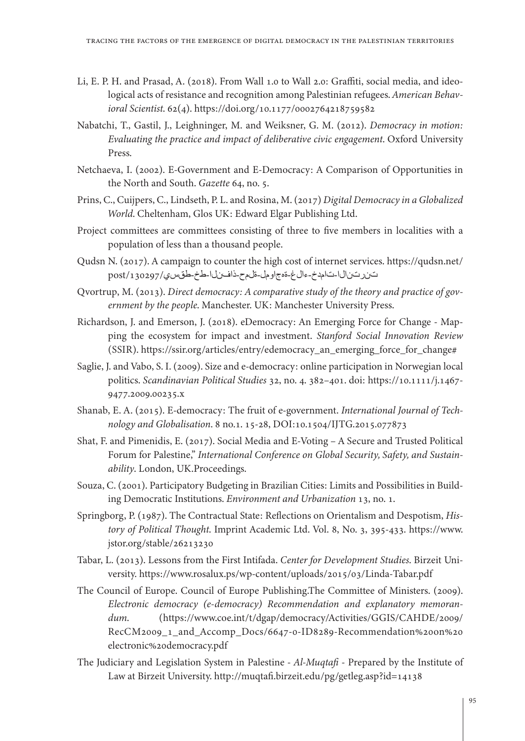Li, E. P. H. and Prasad, A. (2018). From Wall 1.0 to Wall 2.0: Graffiti, social media, and ideological acts of resistance and recognition among Palestinian refugees. *American Behavioral Scientist*. 62(4). https://doi.org/10.1177/0002764218759582

Nabatchi, T., Gastil, J., Leighninger, M. and Weiksner, G. M. (2012). *Democracy in motion: Evaluating the practice and impact of deliberative civic engagement*. Oxford University Press.

Netchaeva, I. (2002). E-Government and E-Democracy: A Comparison of Opportunities in the North and South. *Gazette* 64, no. 5.

Prins, C., Cuijpers, C., Lindseth, P. L. and Rosina, M. (2017) *Digital Democracy in a Globalized World*. Cheltenham, Glos UK: Edward Elgar Publishing Ltd.

Project committees are committees consisting of three to five members in localities with a population of less than a thousand people.

Qudsn N. (2017). A campaign to counter the high cost of internet services. https://qudsn.net/post/130297/يسقط-خط-النفاذ-حملة-لمواجهة-غلاء-خدمات-الانترنت

Qvortrup, M. (2013). *Direct democracy: A comparative study of the theory and practice of government by the people*. Manchester. UK: Manchester University Press.

Richardson, J. and Emerson, J. (2018). eDemocracy: An Emerging Force for Change - Mapping the ecosystem for impact and investment. *Stanford Social Innovation Review* (SSIR). https://ssir.org/articles/entry/edemocracy_an_emerging_force_for_change#

Saglie, J. and Vabo, S. I. (2009). Size and e-democracy: online participation in Norwegian local politics. *Scandinavian Political Studies* 32, no. 4. 382–401. doi: https://10.1111/j.1467-9477.2009.00235.x

Shanab, E. A. (2015). E-democracy: The fruit of e-government. *International Journal of Technology and Globalisation*. 8 no.1. 15-28, DOI:10.1504/IJTG.2015.077873

Shat, F. and Pimenidis, E. (2017). Social Media and E-Voting – A Secure and Trusted Political Forum for Palestine," *International Conference on Global Security, Safety, and Sustainability*. London, UK.Proceedings.

Souza, C. (2001). Participatory Budgeting in Brazilian Cities: Limits and Possibilities in Building Democratic Institutions. *Environment and Urbanization* 13, no. 1.

Springborg, P. (1987). The Contractual State: Reflections on Orientalism and Despotism, *History of Political Thought*. Imprint Academic Ltd. Vol. 8, No. 3, 395-433. https://www.jstor.org/stable/26213230

Tabar, L. (2013). Lessons from the First Intifada. *Center for Development Studies*. Birzeit University. https://www.rosalux.ps/wp-content/uploads/2015/03/Linda-Tabar.pdf

The Council of Europe. Council of Europe Publishing.The Committee of Ministers. (2009). *Electronic democracy (e-democracy) Recommendation and explanatory memorandum*. (https://www.coe.int/t/dgap/democracy/Activities/GGIS/CAHDE/2009/RecCM2009_1_and_Accomp_Docs/6647-0-ID8289-Recommendation%20on%20electronic%20democracy.pdf

The Judiciary and Legislation System in Palestine - *Al-Muqtafi* - Prepared by the Institute of Law at Birzeit University. http://muqtafi.birzeit.edu/pg/getleg.asp?id=14138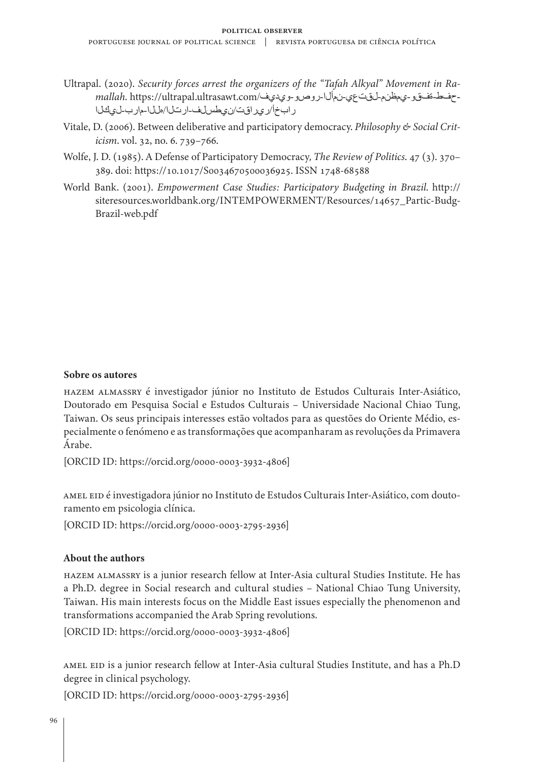Ultrapal. (2020). *Security forces arrest the organizers of the "Tafah Alkyal" Movement in Ramallah*. https://ultrapal.ultrasawt.com/فيديو-وصور-الأمن-يعتقل-منظمي-وقفة-طفح-الكيل-برام-الله/التراسفلسطين/تقارير/أخبار

Vitale, D. (2006). Between deliberative and participatory democracy. *Philosophy & Social Criticism*. vol. 32, no. 6. 739–766.

Wolfe, J. D. (1985). A Defense of Participatory Democracy, *The Review of Politics*. 47 (3). 370–389. doi: https://10.1017/S0034670500036925. ISSN 1748-68588

World Bank. (2001). *Empowerment Case Studies: Participatory Budgeting in Brazil*. http://siteresources.worldbank.org/INTEMPOWERMENT/Resources/14657_Partic-Budg-Brazil-web.pdf

**Sobre os autores**

HAZEM ALMASSRY é investigador júnior no Instituto de Estudos Culturais Inter-Asiático, Doutorado em Pesquisa Social e Estudos Culturais – Universidade Nacional Chiao Tung, Taiwan. Os seus principais interesses estão voltados para as questões do Oriente Médio, especialmente o fenómeno e as transformações que acompanharam as revoluções da Primavera Árabe.

[ORCID ID: https://orcid.org/0000-0003-3932-4806]

AMEL EID é investigadora júnior no Instituto de Estudos Culturais Inter-Asiático, com doutoramento em psicologia clínica.

[ORCID ID: https://orcid.org/0000-0003-2795-2936]

**About the authors**

HAZEM ALMASSRY is a junior research fellow at Inter-Asia cultural Studies Institute. He has a Ph.D. degree in Social research and cultural studies – National Chiao Tung University, Taiwan. His main interests focus on the Middle East issues especially the phenomenon and transformations accompanied the Arab Spring revolutions.

[ORCID ID: https://orcid.org/0000-0003-3932-4806]

AMEL EID is a junior research fellow at Inter-Asia cultural Studies Institute, and has a Ph.D degree in clinical psychology.

[ORCID ID: https://orcid.org/0000-0003-2795-2936]